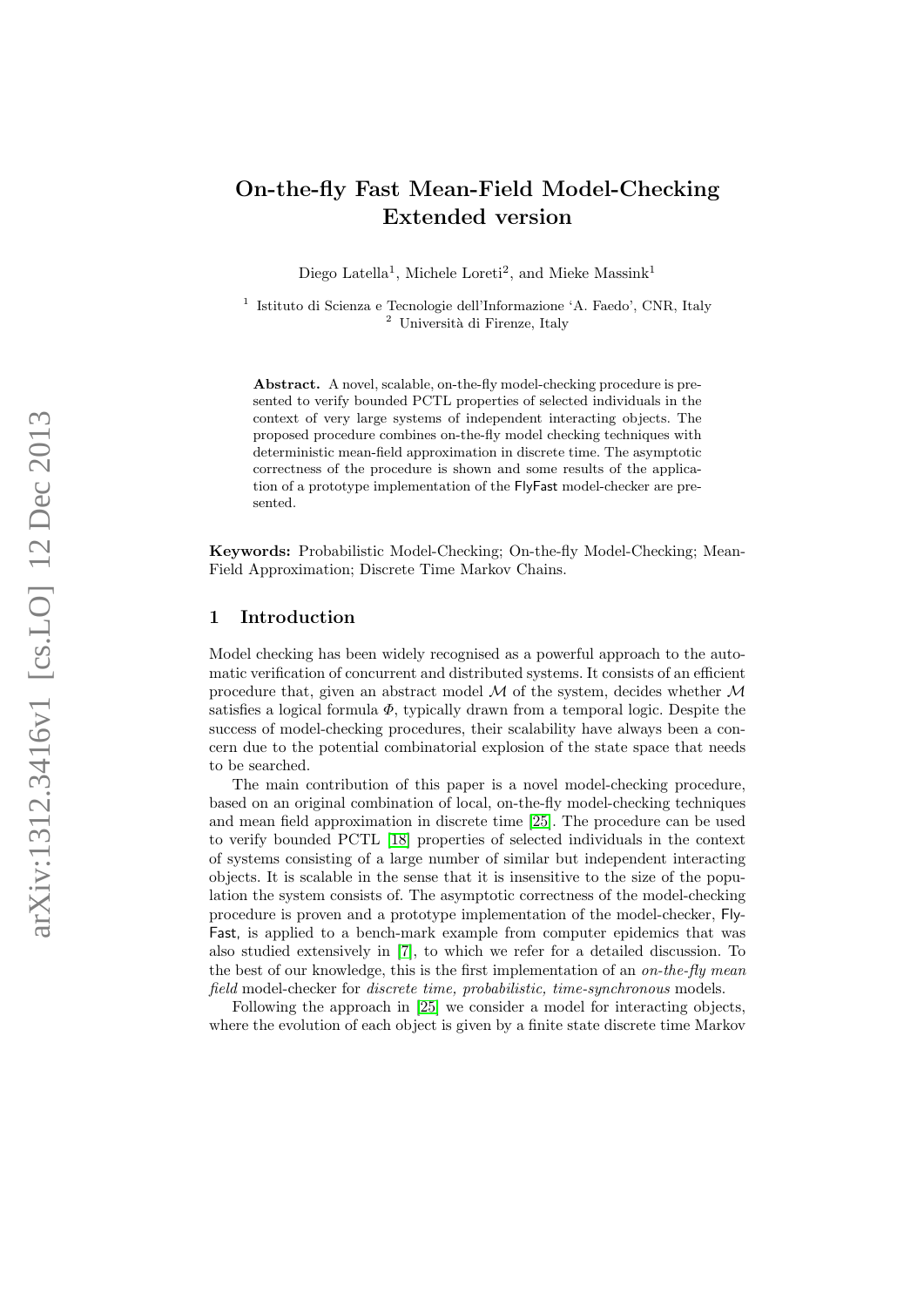# On-the-fly Fast Mean-Field Model-Checking
## Extended version

Diego Latella[1], Michele Loreti[2], and Mieke Massink[1]

[1] Istituto di Scienza e Tecnologie dell'Informazione 'A. Faedo', CNR, Italy
[2] Università di Firenze, Italy

**Abstract.** A novel, scalable, on-the-fly model-checking procedure is presented to verify bounded PCTL properties of selected individuals in the context of very large systems of independent interacting objects. The proposed procedure combines on-the-fly model checking techniques with deterministic mean-field approximation in discrete time. The asymptotic correctness of the procedure is shown and some results of the application of a prototype implementation of the FlyFast model-checker are presented.

**Keywords:** Probabilistic Model-Checking; On-the-fly Model-Checking; Mean-Field Approximation; Discrete Time Markov Chains.

## 1 Introduction

Model checking has been widely recognised as a powerful approach to the automatic verification of concurrent and distributed systems. It consists of an efficient procedure that, given an abstract model $\mathcal{M}$ of the system, decides whether $\mathcal{M}$ satisfies a logical formula $\Phi$, typically drawn from a temporal logic. Despite the success of model-checking procedures, their scalability have always been a concern due to the potential combinatorial explosion of the state space that needs to be searched.

The main contribution of this paper is a novel model-checking procedure, based on an original combination of local, on-the-fly model-checking techniques and mean field approximation in discrete time [25]. The procedure can be used to verify bounded PCTL [18] properties of selected individuals in the context of systems consisting of a large number of similar but independent interacting objects. It is scalable in the sense that it is insensitive to the size of the population the system consists of. The asymptotic correctness of the model-checking procedure is proven and a prototype implementation of the model-checker, FlyFast, is applied to a bench-mark example from computer epidemics that was also studied extensively in [7], to which we refer for a detailed discussion. To the best of our knowledge, this is the first implementation of an *on-the-fly mean field* model-checker for *discrete time, probabilistic, time-synchronous* models.

Following the approach in [25] we consider a model for interacting objects, where the evolution of each object is given by a finite state discrete time Markov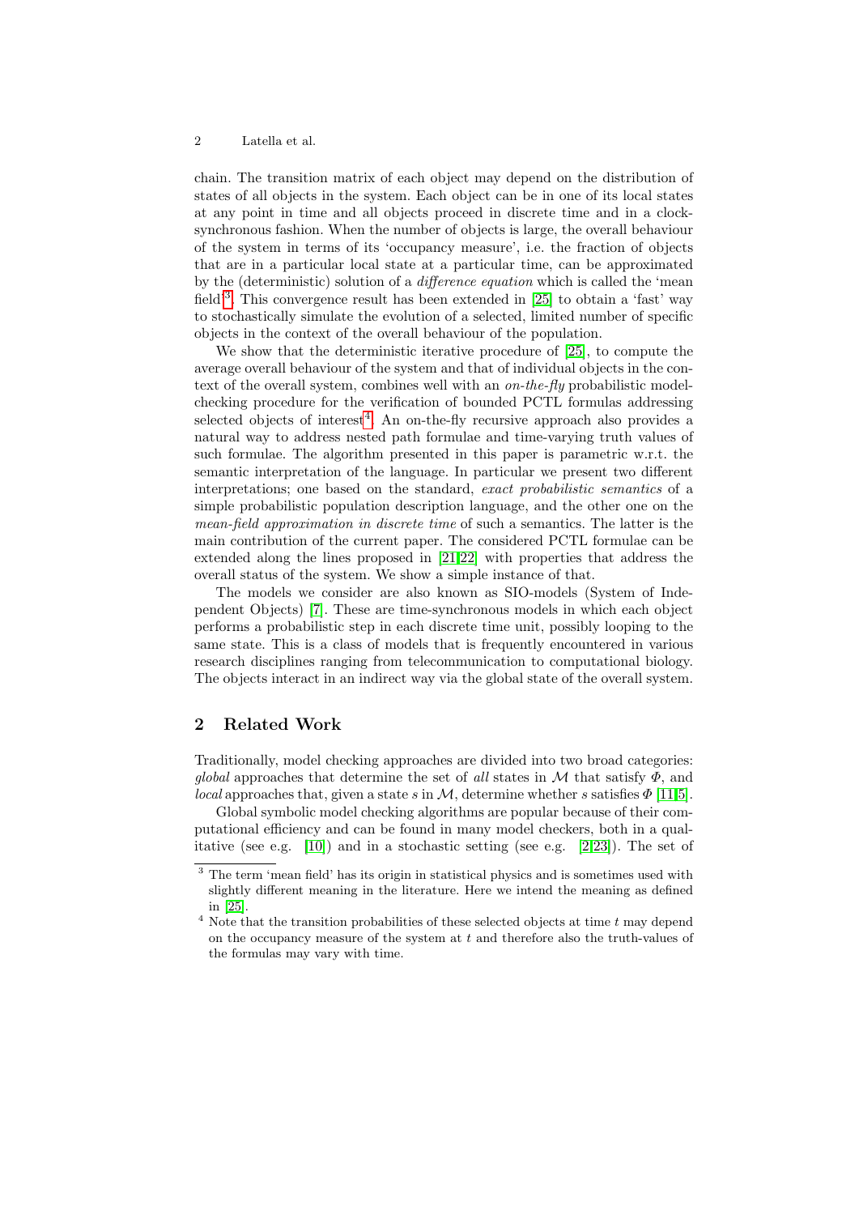chain. The transition matrix of each object may depend on the distribution of states of all objects in the system. Each object can be in one of its local states at any point in time and all objects proceed in discrete time and in a clock-synchronous fashion. When the number of objects is large, the overall behaviour of the system in terms of its 'occupancy measure', i.e. the fraction of objects that are in a particular local state at a particular time, can be approximated by the (deterministic) solution of a *difference equation* which is called the 'mean field'[3]. This convergence result has been extended in [25] to obtain a 'fast' way to stochastically simulate the evolution of a selected, limited number of specific objects in the context of the overall behaviour of the population.

We show that the deterministic iterative procedure of [25], to compute the average overall behaviour of the system and that of individual objects in the context of the overall system, combines well with an *on-the-fly* probabilistic model-checking procedure for the verification of bounded PCTL formulas addressing selected objects of interest[4]. An on-the-fly recursive approach also provides a natural way to address nested path formulae and time-varying truth values of such formulae. The algorithm presented in this paper is parametric w.r.t. the semantic interpretation of the language. In particular we present two different interpretations; one based on the standard, *exact probabilistic semantics* of a simple probabilistic population description language, and the other one on the *mean-field approximation in discrete time* of such a semantics. The latter is the main contribution of the current paper. The considered PCTL formulae can be extended along the lines proposed in [21,22] with properties that address the overall status of the system. We show a simple instance of that.

The models we consider are also known as SIO-models (System of Independent Objects) [7]. These are time-synchronous models in which each object performs a probabilistic step in each discrete time unit, possibly looping to the same state. This is a class of models that is frequently encountered in various research disciplines ranging from telecommunication to computational biology. The objects interact in an indirect way via the global state of the overall system.

## 2 Related Work

Traditionally, model checking approaches are divided into two broad categories: *global* approaches that determine the set of *all* states in $\mathcal{M}$ that satisfy $\Phi$, and *local* approaches that, given a state $s$ in $\mathcal{M}$, determine whether $s$ satisfies $\Phi$ [11,5].

Global symbolic model checking algorithms are popular because of their computational efficiency and can be found in many model checkers, both in a qualitative (see e.g. [10]) and in a stochastic setting (see e.g. [2,23]). The set of

[3] The term 'mean field' has its origin in statistical physics and is sometimes used with slightly different meaning in the literature. Here we intend the meaning as defined in [25].

[4] Note that the transition probabilities of these selected objects at time $t$ may depend on the occupancy measure of the system at $t$ and therefore also the truth-values of the formulas may vary with time.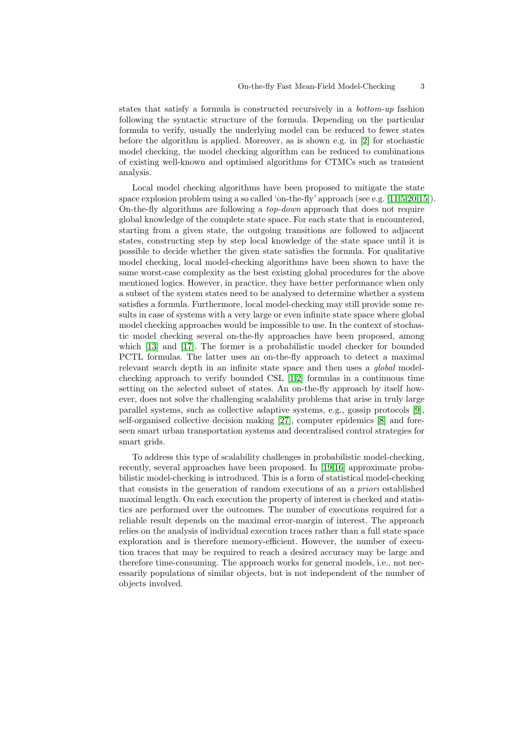states that satisfy a formula is constructed recursively in a *bottom-up* fashion following the syntactic structure of the formula. Depending on the particular formula to verify, usually the underlying model can be reduced to fewer states before the algorithm is applied. Moreover, as is shown e.g. in [2] for stochastic model checking, the model checking algorithm can be reduced to combinations of existing well-known and optimised algorithms for CTMCs such as transient analysis.

Local model checking algorithms have been proposed to mitigate the state space explosion problem using a so called 'on-the-fly' approach (see e.g. [11,5,20,15]). On-the-fly algorithms are following a *top-down* approach that does not require global knowledge of the complete state space. For each state that is encountered, starting from a given state, the outgoing transitions are followed to adjacent states, constructing step by step local knowledge of the state space until it is possible to decide whether the given state satisfies the formula. For qualitative model checking, local model-checking algorithms have been shown to have the same worst-case complexity as the best existing global procedures for the above mentioned logics. However, in practice, they have better performance when only a subset of the system states need to be analysed to determine whether a system satisfies a formula. Furthermore, local model-checking may still provide some results in case of systems with a very large or even infinite state space where global model checking approaches would be impossible to use. In the context of stochastic model checking several on-the-fly approaches have been proposed, among which [13] and [17]. The former is a probabilistic model checker for bounded PCTL formulas. The latter uses an on-the-fly approach to detect a maximal relevant search depth in an infinite state space and then uses a *global* model-checking approach to verify bounded CSL [1,2] formulas in a continuous time setting on the selected subset of states. An on-the-fly approach by itself however, does not solve the challenging scalability problems that arise in truly large parallel systems, such as collective adaptive systems, e.g., gossip protocols [9], self-organised collective decision making [27], computer epidemics [8] and foreseen smart urban transportation systems and decentralised control strategies for smart grids.

To address this type of scalability challenges in probabilistic model-checking, recently, several approaches have been proposed. In [19,16] approximate probabilistic model-checking is introduced. This is a form of statistical model-checking that consists in the generation of random executions of an *a priori* established maximal length. On each execution the property of interest is checked and statistics are performed over the outcomes. The number of executions required for a reliable result depends on the maximal error-margin of interest. The approach relies on the analysis of individual execution traces rather than a full state space exploration and is therefore memory-efficient. However, the number of execution traces that may be required to reach a desired accuracy may be large and therefore time-consuming. The approach works for general models, i.e., not necessarily populations of similar objects, but is not independent of the number of objects involved.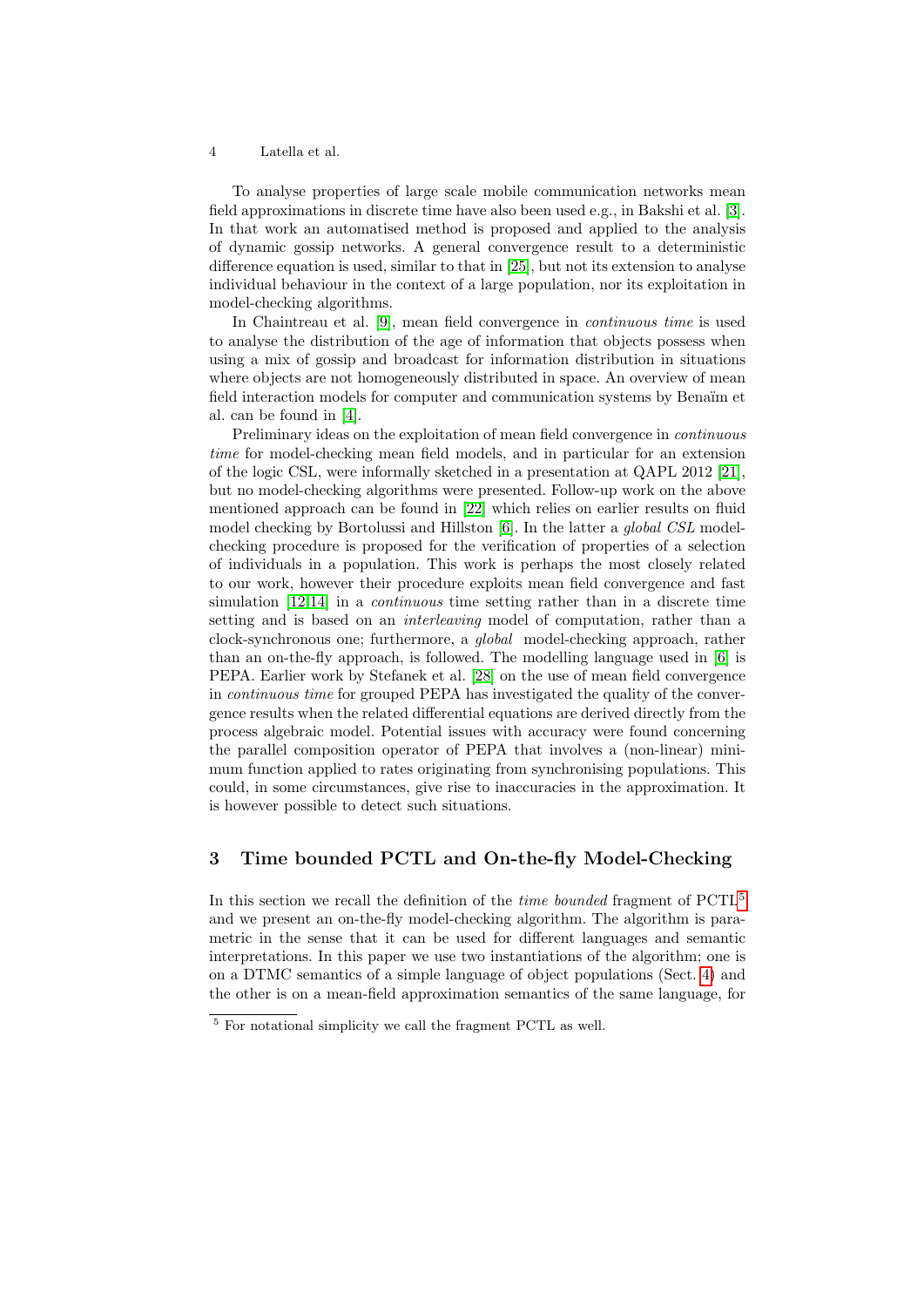To analyse properties of large scale mobile communication networks mean field approximations in discrete time have also been used e.g., in Bakshi et al. [3]. In that work an automatised method is proposed and applied to the analysis of dynamic gossip networks. A general convergence result to a deterministic difference equation is used, similar to that in [25], but not its extension to analyse individual behaviour in the context of a large population, nor its exploitation in model-checking algorithms.

In Chaintreau et al. [9], mean field convergence in *continuous time* is used to analyse the distribution of the age of information that objects possess when using a mix of gossip and broadcast for information distribution in situations where objects are not homogeneously distributed in space. An overview of mean field interaction models for computer and communication systems by Benaïm et al. can be found in [4].

Preliminary ideas on the exploitation of mean field convergence in *continuous time* for model-checking mean field models, and in particular for an extension of the logic CSL, were informally sketched in a presentation at QAPL 2012 [21], but no model-checking algorithms were presented. Follow-up work on the above mentioned approach can be found in [22] which relies on earlier results on fluid model checking by Bortolussi and Hillston [6]. In the latter a *global CSL* model-checking procedure is proposed for the verification of properties of a selection of individuals in a population. This work is perhaps the most closely related to our work, however their procedure exploits mean field convergence and fast simulation [12,14] in a *continuous* time setting rather than in a discrete time setting and is based on an *interleaving* model of computation, rather than a clock-synchronous one; furthermore, a *global* model-checking approach, rather than an on-the-fly approach, is followed. The modelling language used in [6] is PEPA. Earlier work by Stefanek et al. [28] on the use of mean field convergence in *continuous time* for grouped PEPA has investigated the quality of the convergence results when the related differential equations are derived directly from the process algebraic model. Potential issues with accuracy were found concerning the parallel composition operator of PEPA that involves a (non-linear) minimum function applied to rates originating from synchronising populations. This could, in some circumstances, give rise to inaccuracies in the approximation. It is however possible to detect such situations.

## 3 Time bounded PCTL and On-the-fly Model-Checking

In this section we recall the definition of the *time bounded* fragment of PCTL[5] and we present an on-the-fly model-checking algorithm. The algorithm is parametric in the sense that it can be used for different languages and semantic interpretations. In this paper we use two instantiations of the algorithm; one is on a DTMC semantics of a simple language of object populations (Sect. 4) and the other is on a mean-field approximation semantics of the same language, for

[5] For notational simplicity we call the fragment PCTL as well.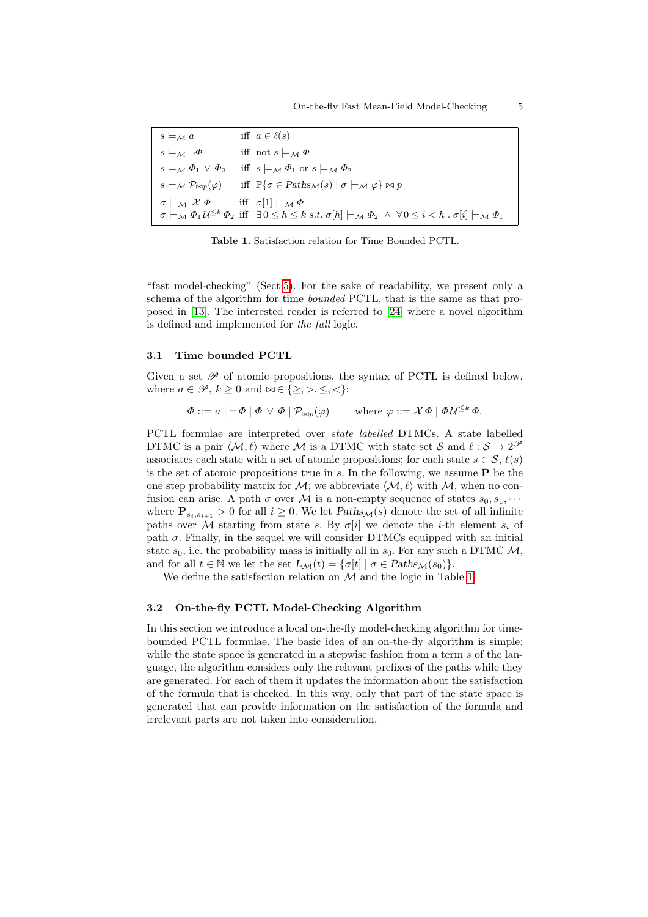| | | |
|---|---|---|
| $s \models_{\mathcal{M}} a$ | iff | $a \in \ell(s)$ |
| $s \models_{\mathcal{M}} \neg \Phi$ | iff | not $s \models_{\mathcal{M}} \Phi$ |
| $s \models_{\mathcal{M}} \Phi_1 \vee \Phi_2$ | iff | $s \models_{\mathcal{M}} \Phi_1$ or $s \models_{\mathcal{M}} \Phi_2$ |
| $s \models_{\mathcal{M}} \mathcal{P}_{\bowtie p}(\varphi)$ | iff | $\mathbb{P}\{\sigma \in Paths_{\mathcal{M}}(s) \mid \sigma \models_{\mathcal{M}} \varphi\} \bowtie p$ |
| $\sigma \models_{\mathcal{M}} \mathcal{X}\, \Phi$ | iff | $\sigma[1] \models_{\mathcal{M}} \Phi$ |
| $\sigma \models_{\mathcal{M}} \Phi_1 \mathcal{U}^{\leq k} \Phi_2$ | iff | $\exists\, 0 \leq h \leq k$ *s.t.* $\sigma[h] \models_{\mathcal{M}} \Phi_2 \;\wedge\; \forall\, 0 \leq i < h \,.\, \sigma[i] \models_{\mathcal{M}} \Phi_1$ |

**Table 1.** Satisfaction relation for Time Bounded PCTL.

"fast model-checking" (Sect.5). For the sake of readability, we present only a schema of the algorithm for time *bounded* PCTL, that is the same as that proposed in [13]. The interested reader is referred to [24] where a novel algorithm is defined and implemented for *the full* logic.

### 3.1 Time bounded PCTL

Given a set $\mathscr{P}$ of atomic propositions, the syntax of PCTL is defined below, where $a \in \mathscr{P}$, $k \geq 0$ and $\bowtie \in \{\geq, >, \leq, <\}$:

$$\Phi ::= a \mid \neg \Phi \mid \Phi \vee \Phi \mid \mathcal{P}_{\bowtie p}(\varphi) \qquad \text{where } \varphi ::= \mathcal{X}\, \Phi \mid \Phi\, \mathcal{U}^{\leq k}\, \Phi.$$

PCTL formulae are interpreted over *state labelled* DTMCs. A state labelled DTMC is a pair $\langle \mathcal{M}, \ell \rangle$ where $\mathcal{M}$ is a DTMC with state set $\mathcal{S}$ and $\ell : \mathcal{S} \rightarrow 2^{\mathscr{P}}$ associates each state with a set of atomic propositions; for each state $s \in \mathcal{S}$, $\ell(s)$ is the set of atomic propositions true in $s$. In the following, we assume $\mathbf{P}$ be the one step probability matrix for $\mathcal{M}$; we abbreviate $\langle \mathcal{M}, \ell \rangle$ with $\mathcal{M}$, when no confusion can arise. A path $\sigma$ over $\mathcal{M}$ is a non-empty sequence of states $s_0, s_1, \cdots$ where $\mathbf{P}_{s_i, s_{i+1}} > 0$ for all $i \geq 0$. We let $Paths_{\mathcal{M}}(s)$ denote the set of all infinite paths over $\mathcal{M}$ starting from state $s$. By $\sigma[i]$ we denote the $i$-th element $s_i$ of path $\sigma$. Finally, in the sequel we will consider DTMCs equipped with an initial state $s_0$, i.e. the probability mass is initially all in $s_0$. For any such a DTMC $\mathcal{M}$, and for all $t \in \mathbb{N}$ we let the set $L_{\mathcal{M}}(t) = \{\sigma[t] \mid \sigma \in Paths_{\mathcal{M}}(s_0)\}$.

We define the satisfaction relation on $\mathcal{M}$ and the logic in Table 1.

### 3.2 On-the-fly PCTL Model-Checking Algorithm

In this section we introduce a local on-the-fly model-checking algorithm for time-bounded PCTL formulae. The basic idea of an on-the-fly algorithm is simple: while the state space is generated in a stepwise fashion from a term $s$ of the language, the algorithm considers only the relevant prefixes of the paths while they are generated. For each of them it updates the information about the satisfaction of the formula that is checked. In this way, only that part of the state space is generated that can provide information on the satisfaction of the formula and irrelevant parts are not taken into consideration.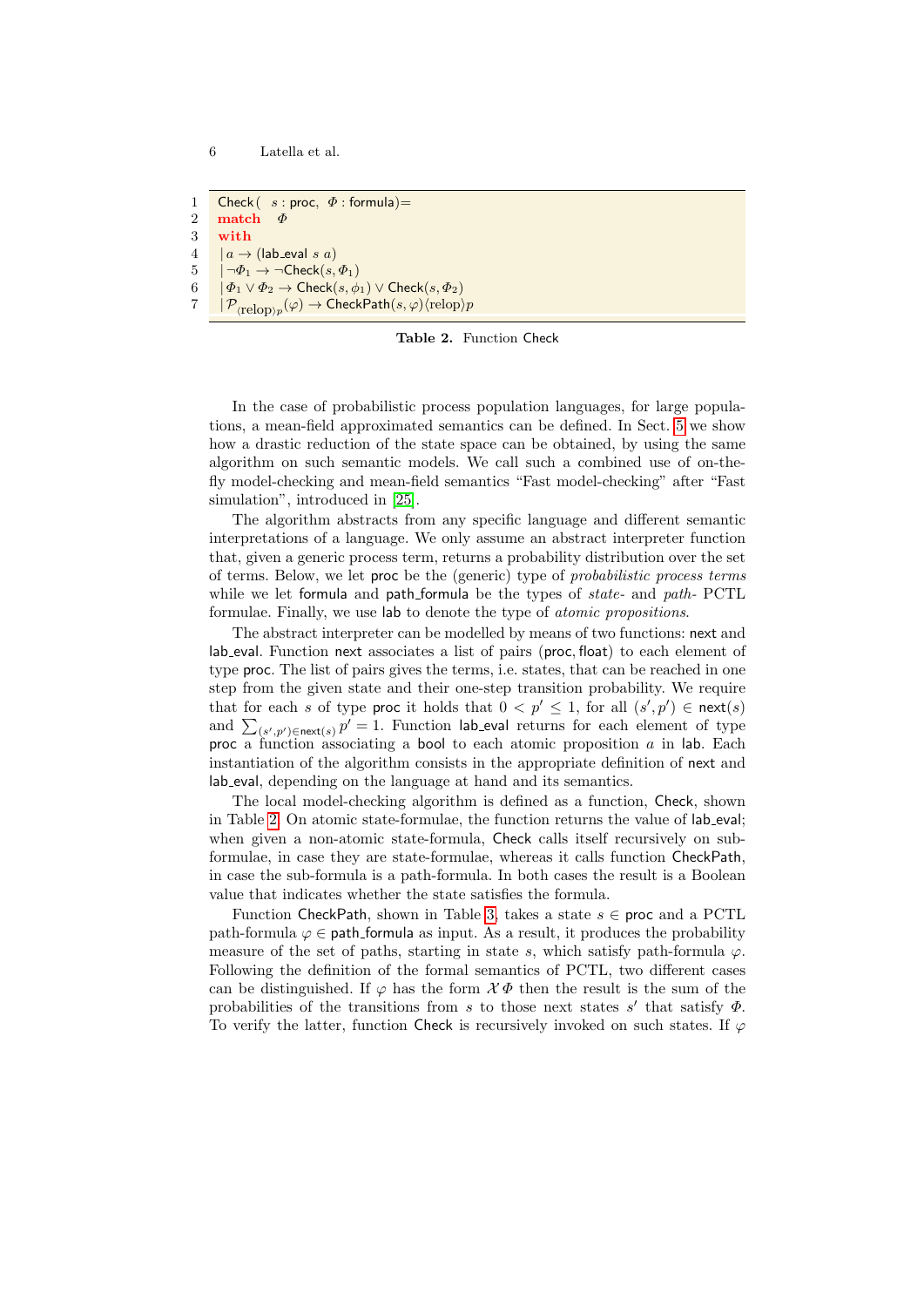```
1  Check( s : proc, Φ : formula)=
2  match  Φ
3  with
4   | a → (lab_eval s a)
5   | ¬Φ1 → ¬Check(s, Φ1)
6   | Φ1 ∨ Φ2 → Check(s, φ1) ∨ Check(s, Φ2)
7   | P⟨relop⟩p(φ) → CheckPath(s, φ)⟨relop⟩p
```

**Table 2.** Function Check

In the case of probabilistic process population languages, for large populations, a mean-field approximated semantics can be defined. In Sect. 5 we show how a drastic reduction of the state space can be obtained, by using the same algorithm on such semantic models. We call such a combined use of on-the-fly model-checking and mean-field semantics "Fast model-checking" after "Fast simulation", introduced in [25].

The algorithm abstracts from any specific language and different semantic interpretations of a language. We only assume an abstract interpreter function that, given a generic process term, returns a probability distribution over the set of terms. Below, we let proc be the (generic) type of *probabilistic process terms* while we let formula and path_formula be the types of *state-* and *path-* PCTL formulae. Finally, we use lab to denote the type of *atomic propositions*.

The abstract interpreter can be modelled by means of two functions: next and lab_eval. Function next associates a list of pairs (proc, float) to each element of type proc. The list of pairs gives the terms, i.e. states, that can be reached in one step from the given state and their one-step transition probability. We require that for each $s$ of type proc it holds that $0 < p' \leq 1$, for all $(s', p') \in \mathsf{next}(s)$ and $\sum_{(s',p')\in \mathsf{next}(s)} p' = 1$. Function lab_eval returns for each element of type proc a function associating a bool to each atomic proposition $a$ in lab. Each instantiation of the algorithm consists in the appropriate definition of next and lab_eval, depending on the language at hand and its semantics.

The local model-checking algorithm is defined as a function, Check, shown in Table 2. On atomic state-formulae, the function returns the value of lab_eval; when given a non-atomic state-formula, Check calls itself recursively on sub-formulae, in case they are state-formulae, whereas it calls function CheckPath, in case the sub-formula is a path-formula. In both cases the result is a Boolean value that indicates whether the state satisfies the formula.

Function CheckPath, shown in Table 3, takes a state $s \in$ proc and a PCTL path-formula $\varphi \in$ path_formula as input. As a result, it produces the probability measure of the set of paths, starting in state $s$, which satisfy path-formula $\varphi$. Following the definition of the formal semantics of PCTL, two different cases can be distinguished. If $\varphi$ has the form $\mathcal{X}\,\Phi$ then the result is the sum of the probabilities of the transitions from $s$ to those next states $s'$ that satisfy $\Phi$. To verify the latter, function Check is recursively invoked on such states. If $\varphi$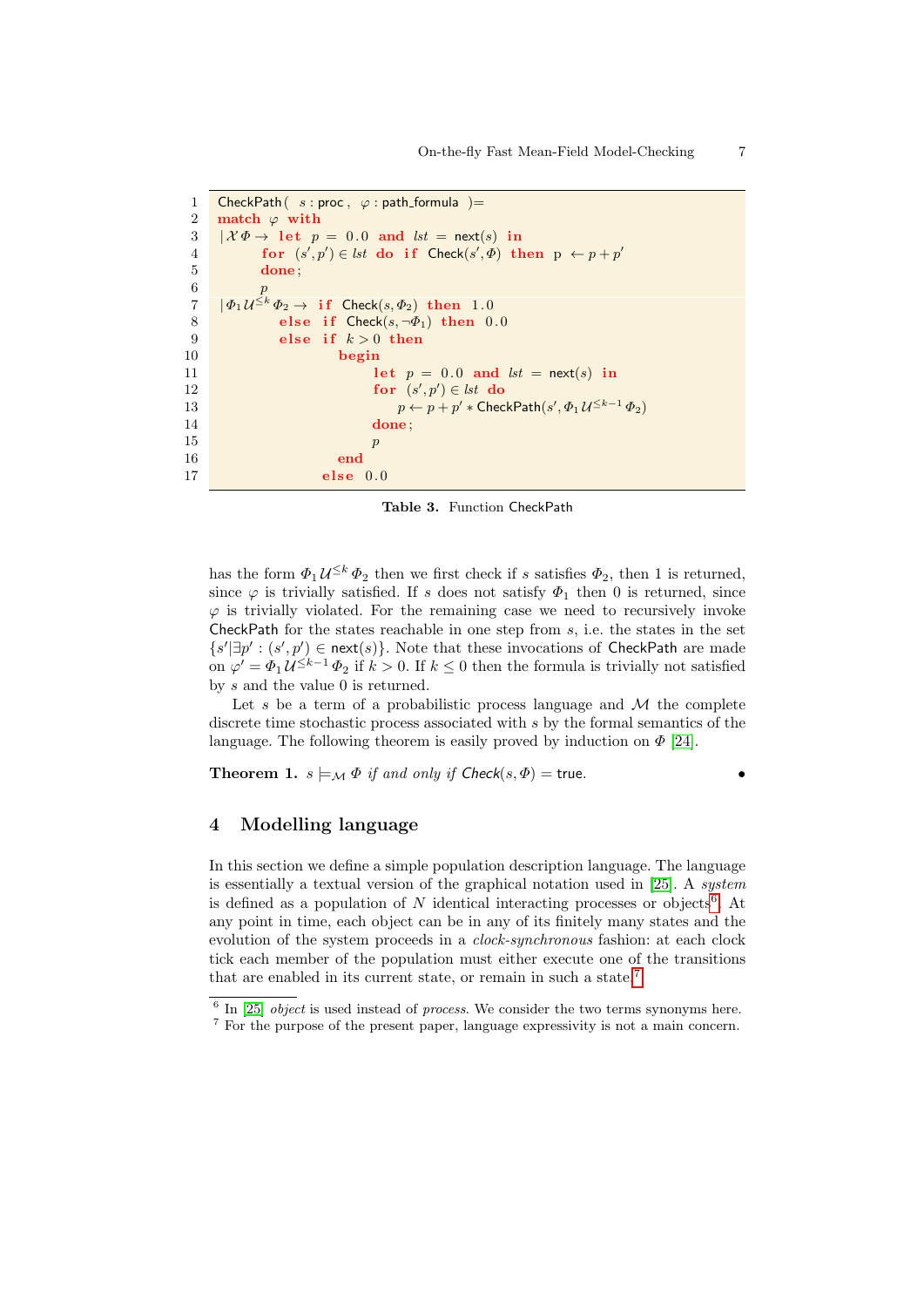```
1   CheckPath( s : proc , φ : path_formula )=
2   match φ with
3   | X Φ → let p = 0.0 and lst = next(s) in
4         for (s′, p′) ∈ lst do if Check(s′, Φ) then p ← p + p′
5         done;
6         p
7   | Φ1 U≤k Φ2 → if Check(s, Φ2) then 1.0
8         else if Check(s, ¬Φ1) then 0.0
9         else if k > 0 then
10              begin
11                  let p = 0.0 and lst = next(s) in
12                  for (s′, p′) ∈ lst do
13                    p ← p + p′ ∗ CheckPath(s′, Φ1 U≤k−1 Φ2)
14                  done;
15                  p
16              end
17            else 0.0
```

**Table 3.** Function CheckPath

has the form $\Phi_1 \mathcal{U}^{\leq k} \Phi_2$ then we first check if $s$ satisfies $\Phi_2$, then 1 is returned, since $\varphi$ is trivially satisfied. If $s$ does not satisfy $\Phi_1$ then 0 is returned, since $\varphi$ is trivially violated. For the remaining case we need to recursively invoke CheckPath for the states reachable in one step from $s$, i.e. the states in the set $\{s' | \exists p' : (s', p') \in \mathsf{next}(s)\}$. Note that these invocations of CheckPath are made on $\varphi' = \Phi_1 \mathcal{U}^{\leq k-1} \Phi_2$ if $k > 0$. If $k \leq 0$ then the formula is trivially not satisfied by $s$ and the value 0 is returned.

Let $s$ be a term of a probabilistic process language and $\mathcal{M}$ the complete discrete time stochastic process associated with $s$ by the formal semantics of the language. The following theorem is easily proved by induction on $\Phi$ [24].

**Theorem 1.** *$s \models_{\mathcal{M}} \Phi$ if and only if Check$(s, \Phi) =$ true.* •

## 4 Modelling language

In this section we define a simple population description language. The language is essentially a textual version of the graphical notation used in [25]. A *system* is defined as a population of $N$ identical interacting processes or objects[6]. At any point in time, each object can be in any of its finitely many states and the evolution of the system proceeds in a *clock-synchronous* fashion: at each clock tick each member of the population must either execute one of the transitions that are enabled in its current state, or remain in such a state.[7]

[6] In [25] *object* is used instead of *process*. We consider the two terms synonyms here.
[7] For the purpose of the present paper, language expressivity is not a main concern.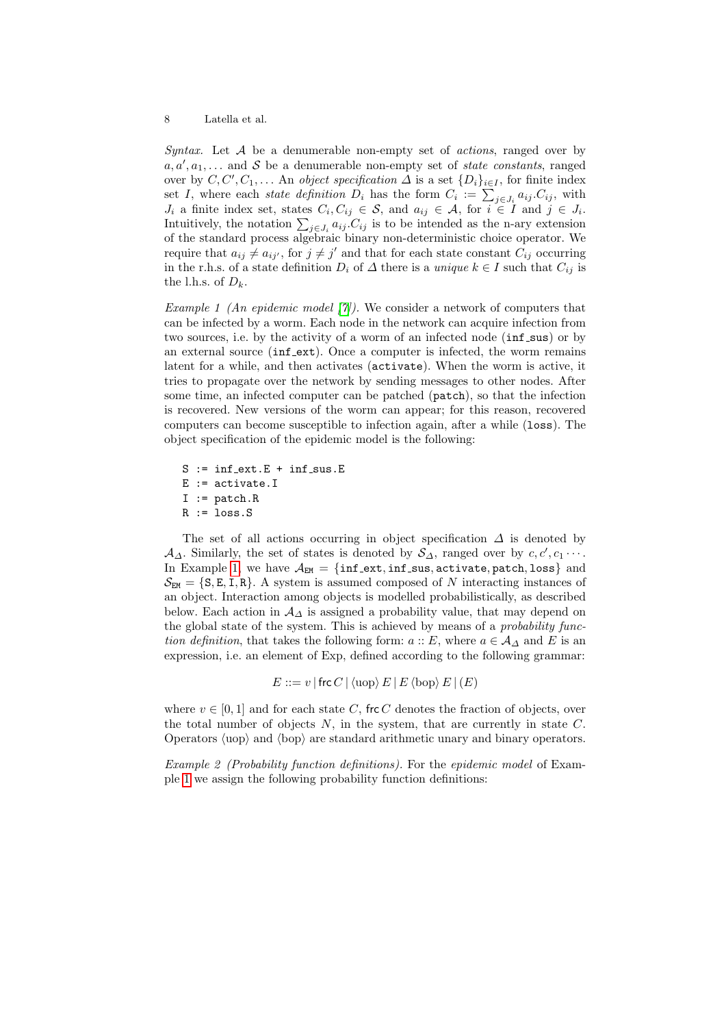*Syntax.* Let $\mathcal{A}$ be a denumerable non-empty set of *actions*, ranged over by $a, a', a_1, \ldots$ and $\mathcal{S}$ be a denumerable non-empty set of *state constants*, ranged over by $C, C', C_1, \ldots$ An *object specification* $\Delta$ is a set $\{D_i\}_{i \in I}$, for finite index set $I$, where each *state definition* $D_i$ has the form $C_i := \sum_{j \in J_i} a_{ij}.C_{ij}$, with $J_i$ a finite index set, states $C_i, C_{ij} \in \mathcal{S}$, and $a_{ij} \in \mathcal{A}$, for $i \in I$ and $j \in J_i$. Intuitively, the notation $\sum_{j \in J_i} a_{ij}.C_{ij}$ is to be intended as the n-ary extension of the standard process algebraic binary non-deterministic choice operator. We require that $a_{ij} \neq a_{ij'}$, for $j \neq j'$ and that for each state constant $C_{ij}$ occurring in the r.h.s. of a state definition $D_i$ of $\Delta$ there is a *unique* $k \in I$ such that $C_{ij}$ is the l.h.s. of $D_k$.

*Example 1 (An epidemic model [7]).* We consider a network of computers that can be infected by a worm. Each node in the network can acquire infection from two sources, i.e. by the activity of a worm of an infected node (`inf_sus`) or by an external source (`inf_ext`). Once a computer is infected, the worm remains latent for a while, and then activates (`activate`). When the worm is active, it tries to propagate over the network by sending messages to other nodes. After some time, an infected computer can be patched (`patch`), so that the infection is recovered. New versions of the worm can appear; for this reason, recovered computers can become susceptible to infection again, after a while (`loss`). The object specification of the epidemic model is the following:

```
S := inf_ext.E + inf_sus.E
E := activate.I
I := patch.R
R := loss.S
```

The set of all actions occurring in object specification $\Delta$ is denoted by $\mathcal{A}_\Delta$. Similarly, the set of states is denoted by $\mathcal{S}_\Delta$, ranged over by $c, c', c_1 \cdots$. In Example 1, we have $\mathcal{A}_{\mathtt{EM}} = \{\mathtt{inf\_ext}, \mathtt{inf\_sus}, \mathtt{activate}, \mathtt{patch}, \mathtt{loss}\}$ and $\mathcal{S}_{\mathtt{EM}} = \{\mathtt{S}, \mathtt{E}, \mathtt{I}, \mathtt{R}\}$. A system is assumed composed of $N$ interacting instances of an object. Interaction among objects is modelled probabilistically, as described below. Each action in $\mathcal{A}_\Delta$ is assigned a probability value, that may depend on the global state of the system. This is achieved by means of a *probability function definition*, that takes the following form: $a :: E$, where $a \in \mathcal{A}_\Delta$ and $E$ is an expression, i.e. an element of Exp, defined according to the following grammar:

$$E ::= v \mid \mathsf{frc}\, C \mid \langle \mathrm{uop} \rangle\, E \mid E\, \langle \mathrm{bop} \rangle\, E \mid (E)$$

where $v \in [0, 1]$ and for each state $C$, $\mathsf{frc}\, C$ denotes the fraction of objects, over the total number of objects $N$, in the system, that are currently in state $C$. Operators $\langle \mathrm{uop} \rangle$ and $\langle \mathrm{bop} \rangle$ are standard arithmetic unary and binary operators.

*Example 2 (Probability function definitions).* For the *epidemic model* of Example 1 we assign the following probability function definitions: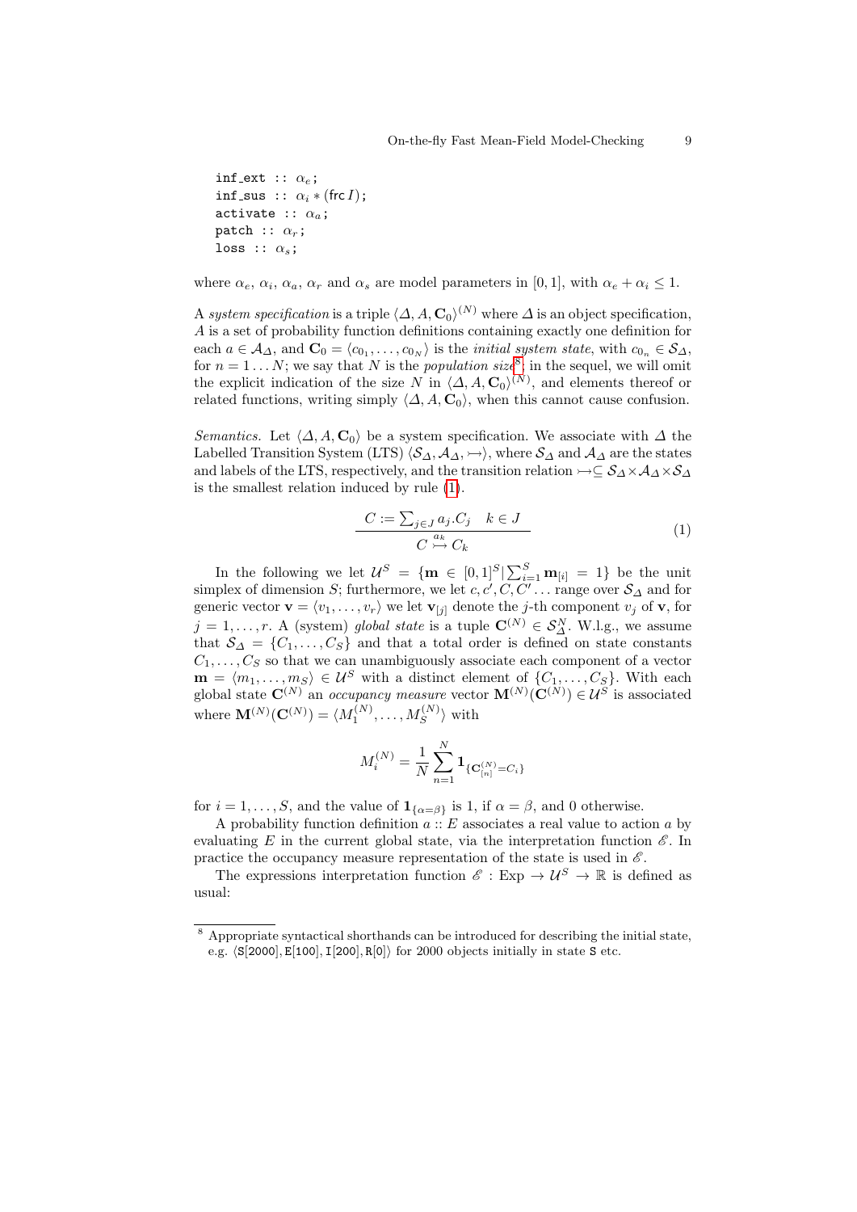```
inf_ext :: α_e;
inf_sus :: α_i * (frc I);
activate :: α_a;
patch :: α_r;
loss :: α_s;
```

where $\alpha_e$, $\alpha_i$, $\alpha_a$, $\alpha_r$ and $\alpha_s$ are model parameters in $[0, 1]$, with $\alpha_e + \alpha_i \leq 1$.

A *system specification* is a triple $\langle \Delta, A, \mathbf{C}_0 \rangle^{(N)}$ where $\Delta$ is an object specification, $A$ is a set of probability function definitions containing exactly one definition for each $a \in \mathcal{A}_\Delta$, and $\mathbf{C}_0 = \langle c_{0_1}, \ldots, c_{0_N} \rangle$ is the *initial system state*, with $c_{0_n} \in \mathcal{S}_\Delta$, for $n = 1 \ldots N$; we say that $N$ is the *population size*[8]; in the sequel, we will omit the explicit indication of the size $N$ in $\langle \Delta, A, \mathbf{C}_0 \rangle^{(N)}$, and elements thereof or related functions, writing simply $\langle \Delta, A, \mathbf{C}_0 \rangle$, when this cannot cause confusion.

*Semantics.* Let $\langle \Delta, A, \mathbf{C}_0 \rangle$ be a system specification. We associate with $\Delta$ the Labelled Transition System (LTS) $\langle \mathcal{S}_\Delta, \mathcal{A}_\Delta, \rightarrowtail \rangle$, where $\mathcal{S}_\Delta$ and $\mathcal{A}_\Delta$ are the states and labels of the LTS, respectively, and the transition relation $\rightarrowtail \subseteq \mathcal{S}_\Delta \times \mathcal{A}_\Delta \times \mathcal{S}_\Delta$ is the smallest relation induced by rule (1).

$$\frac{C := \sum_{j \in J} a_j.C_j \quad k \in J}{C \overset{a_k}{\rightarrowtail} C_k} \tag{1}$$

In the following we let $\mathcal{U}^S = \{\mathbf{m} \in [0,1]^S | \sum_{i=1}^S \mathbf{m}_{[i]} = 1\}$ be the unit simplex of dimension $S$; furthermore, we let $c, c', C, C' \ldots$ range over $\mathcal{S}_\Delta$ and for generic vector $\mathbf{v} = \langle v_1, \ldots, v_r \rangle$ we let $\mathbf{v}_{[j]}$ denote the $j$-th component $v_j$ of $\mathbf{v}$, for $j = 1, \ldots, r$. A (system) *global state* is a tuple $\mathbf{C}^{(N)} \in \mathcal{S}_\Delta^N$. W.l.g., we assume that $\mathcal{S}_\Delta = \{C_1, \ldots, C_S\}$ and that a total order is defined on state constants $C_1, \ldots, C_S$ so that we can unambiguously associate each component of a vector $\mathbf{m} = \langle m_1, \ldots, m_S \rangle \in \mathcal{U}^S$ with a distinct element of $\{C_1, \ldots, C_S\}$. With each global state $\mathbf{C}^{(N)}$ an *occupancy measure* vector $\mathbf{M}^{(N)}(\mathbf{C}^{(N)}) \in \mathcal{U}^S$ is associated where $\mathbf{M}^{(N)}(\mathbf{C}^{(N)}) = \langle M_1^{(N)}, \ldots, M_S^{(N)} \rangle$ with

$$M_i^{(N)} = \frac{1}{N} \sum_{n=1}^{N} \mathbf{1}_{\{\mathbf{C}_{[n]}^{(N)} = C_i\}}$$

for $i = 1, \ldots, S$, and the value of $\mathbf{1}_{\{\alpha = \beta\}}$ is 1, if $\alpha = \beta$, and 0 otherwise.

A probability function definition $a :: E$ associates a real value to action $a$ by evaluating $E$ in the current global state, via the interpretation function $\mathscr{E}$. In practice the occupancy measure representation of the state is used in $\mathscr{E}$.

The expressions interpretation function $\mathscr{E} : \text{Exp} \to \mathcal{U}^S \to \mathbb{R}$ is defined as usual:

---

[8] Appropriate syntactical shorthands can be introduced for describing the initial state, e.g. $\langle$`S[2000]`, `E[100]`, `I[200]`, `R[0]`$\rangle$ for 2000 objects initially in state `S` etc.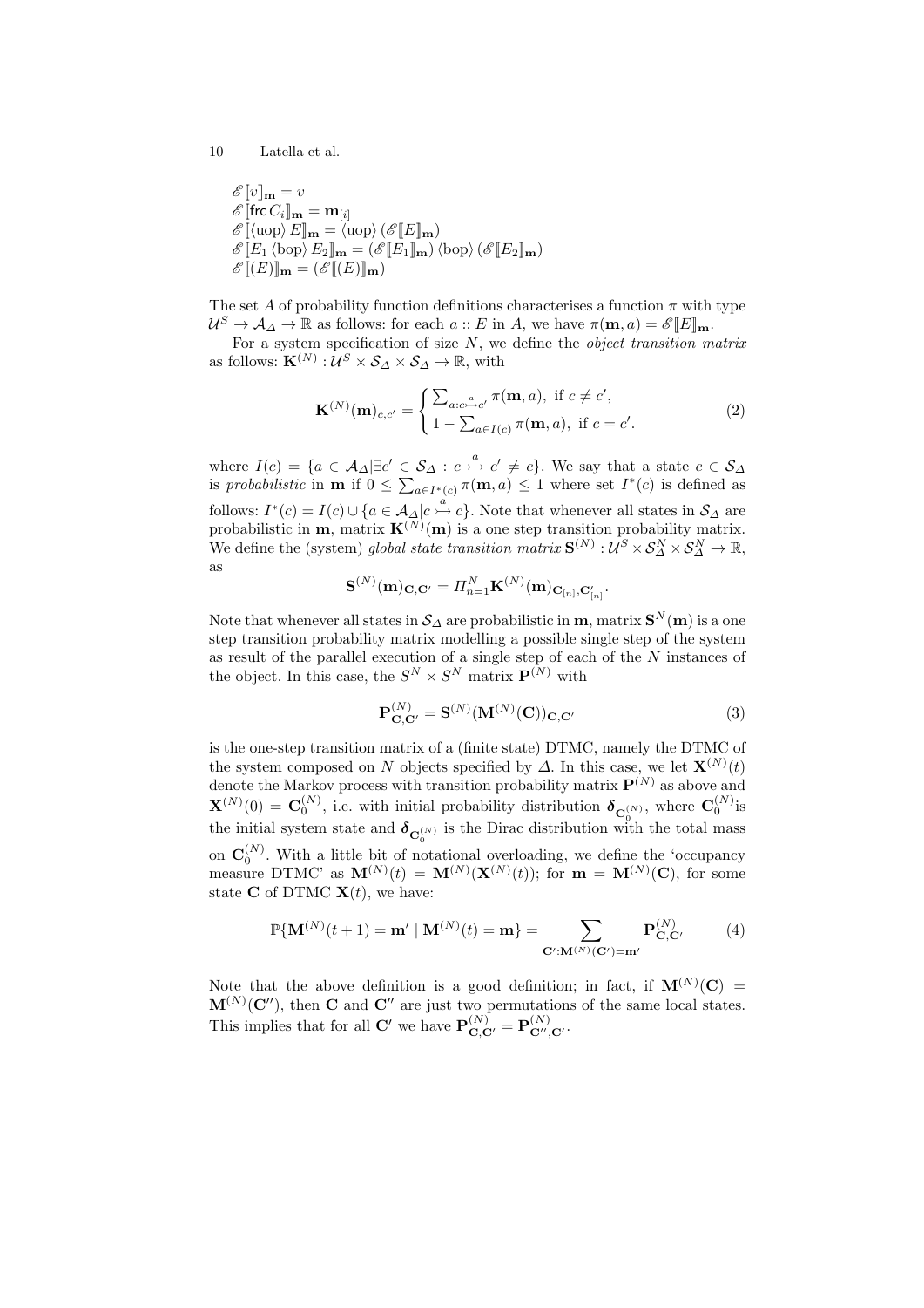$\mathscr{E}[\![v]\!]_{\mathbf{m}} = v$
$\mathscr{E}[\![\mathsf{frc}\, C_i]\!]_{\mathbf{m}} = \mathbf{m}_{[i]}$
$\mathscr{E}[\![\langle \text{uop} \rangle\, E]\!]_{\mathbf{m}} = \langle \text{uop} \rangle\, (\mathscr{E}[\![E]\!]_{\mathbf{m}})$
$\mathscr{E}[\![E_1 \,\langle \text{bop} \rangle\, E_2]\!]_{\mathbf{m}} = (\mathscr{E}[\![E_1]\!]_{\mathbf{m}})\, \langle \text{bop} \rangle\, (\mathscr{E}[\![E_2]\!]_{\mathbf{m}})$
$\mathscr{E}[\![(E)]\!]_{\mathbf{m}} = (\mathscr{E}[\![(E)]\!]_{\mathbf{m}})$

The set $A$ of probability function definitions characterises a function $\pi$ with type $\mathcal{U}^S \to \mathcal{A}_\Delta \to \mathbb{R}$ as follows: for each $a :: E$ in $A$, we have $\pi(\mathbf{m}, a) = \mathscr{E}[\![E]\!]_{\mathbf{m}}$.

For a system specification of size $N$, we define the *object transition matrix* as follows: $\mathbf{K}^{(N)} : \mathcal{U}^S \times \mathcal{S}_\Delta \times \mathcal{S}_\Delta \to \mathbb{R}$, with

$$
\mathbf{K}^{(N)}(\mathbf{m})_{c,c'} = \begin{cases} \sum_{a : c \overset{a}{\rightarrowtail} c'} \pi(\mathbf{m}, a), \text{ if } c \neq c', \\ 1 - \sum_{a \in I(c)} \pi(\mathbf{m}, a), \text{ if } c = c'. \end{cases} \tag{2}
$$

where $I(c) = \{a \in \mathcal{A}_\Delta | \exists c' \in \mathcal{S}_\Delta : c \overset{a}{\rightarrowtail} c' \neq c\}$. We say that a state $c \in \mathcal{S}_\Delta$ is *probabilistic* in $\mathbf{m}$ if $0 \leq \sum_{a \in I^*(c)} \pi(\mathbf{m}, a) \leq 1$ where set $I^*(c)$ is defined as follows: $I^*(c) = I(c) \cup \{a \in \mathcal{A}_\Delta | c \overset{a}{\rightarrowtail} c\}$. Note that whenever all states in $\mathcal{S}_\Delta$ are probabilistic in $\mathbf{m}$, matrix $\mathbf{K}^{(N)}(\mathbf{m})$ is a one step transition probability matrix. We define the (system) *global state transition matrix* $\mathbf{S}^{(N)} : \mathcal{U}^S \times \mathcal{S}_\Delta^N \times \mathcal{S}_\Delta^N \to \mathbb{R}$, as

$$
\mathbf{S}^{(N)}(\mathbf{m})_{\mathbf{C},\mathbf{C}'} = \Pi_{n=1}^N \mathbf{K}^{(N)}(\mathbf{m})_{\mathbf{C}_{[n]},\mathbf{C}'_{[n]}}.
$$

Note that whenever all states in $\mathcal{S}_\Delta$ are probabilistic in $\mathbf{m}$, matrix $\mathbf{S}^N(\mathbf{m})$ is a one step transition probability matrix modelling a possible single step of the system as result of the parallel execution of a single step of each of the $N$ instances of the object. In this case, the $S^N \times S^N$ matrix $\mathbf{P}^{(N)}$ with

$$
\mathbf{P}^{(N)}_{\mathbf{C},\mathbf{C}'} = \mathbf{S}^{(N)}(\mathbf{M}^{(N)}(\mathbf{C}))_{\mathbf{C},\mathbf{C}'} \tag{3}
$$

is the one-step transition matrix of a (finite state) DTMC, namely the DTMC of the system composed on $N$ objects specified by $\Delta$. In this case, we let $\mathbf{X}^{(N)}(t)$ denote the Markov process with transition probability matrix $\mathbf{P}^{(N)}$ as above and $\mathbf{X}^{(N)}(0) = \mathbf{C}_0^{(N)}$, i.e. with initial probability distribution $\boldsymbol{\delta}_{\mathbf{C}_0^{(N)}}$, where $\mathbf{C}_0^{(N)}$is the initial system state and $\boldsymbol{\delta}_{\mathbf{C}_0^{(N)}}$ is the Dirac distribution with the total mass on $\mathbf{C}_0^{(N)}$. With a little bit of notational overloading, we define the 'occupancy measure DTMC' as $\mathbf{M}^{(N)}(t) = \mathbf{M}^{(N)}(\mathbf{X}^{(N)}(t))$; for $\mathbf{m} = \mathbf{M}^{(N)}(\mathbf{C})$, for some state $\mathbf{C}$ of DTMC $\mathbf{X}(t)$, we have:

$$
\mathbb{P}\{\mathbf{M}^{(N)}(t+1) = \mathbf{m}' \mid \mathbf{M}^{(N)}(t) = \mathbf{m}\} = \sum_{\mathbf{C}' : \mathbf{M}^{(N)}(\mathbf{C}') = \mathbf{m}'} \mathbf{P}^{(N)}_{\mathbf{C},\mathbf{C}'} \tag{4}
$$

Note that the above definition is a good definition; in fact, if $\mathbf{M}^{(N)}(\mathbf{C}) = \mathbf{M}^{(N)}(\mathbf{C}'')$, then $\mathbf{C}$ and $\mathbf{C}''$ are just two permutations of the same local states. This implies that for all $\mathbf{C}'$ we have $\mathbf{P}^{(N)}_{\mathbf{C},\mathbf{C}'} = \mathbf{P}^{(N)}_{\mathbf{C}'',\mathbf{C}'}$.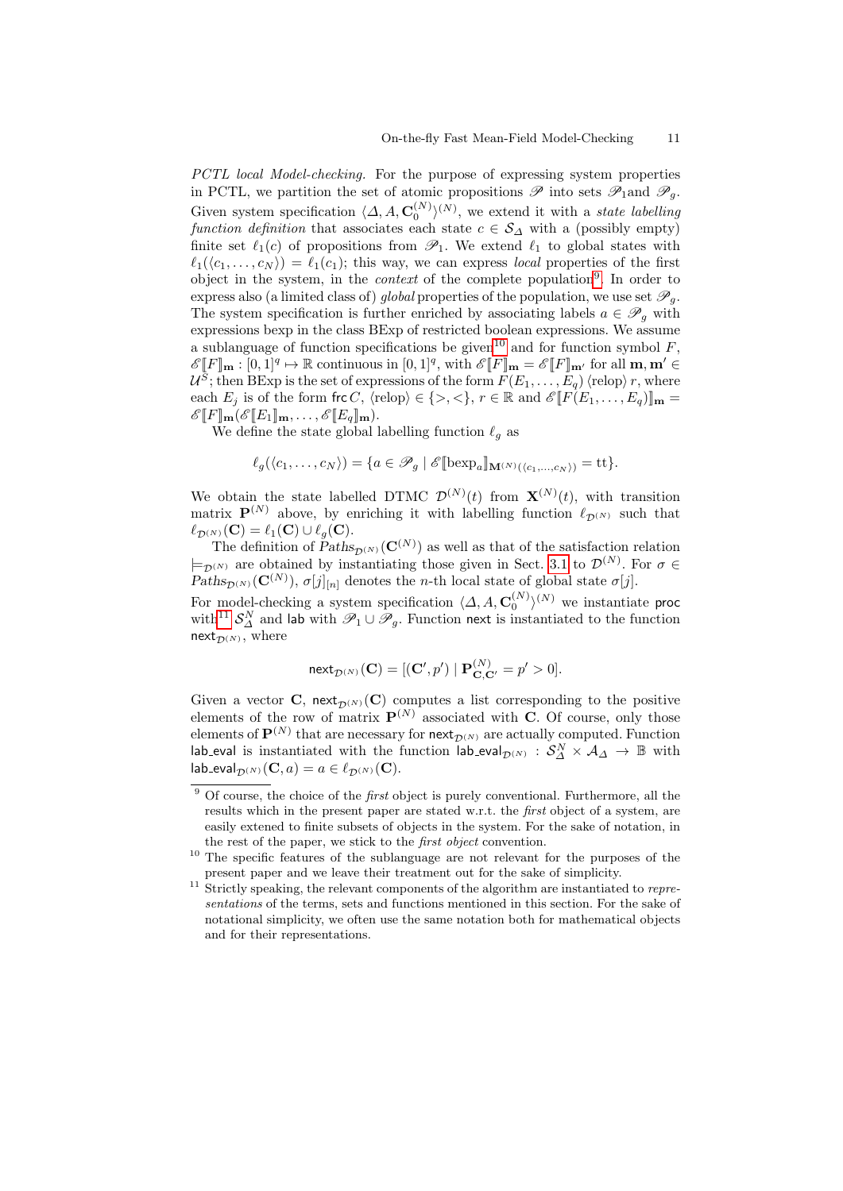*PCTL local Model-checking.* For the purpose of expressing system properties in PCTL, we partition the set of atomic propositions $\mathscr{P}$ into sets $\mathscr{P}_1$and $\mathscr{P}_g$. Given system specification $\langle \Delta, A, \mathbf{C}_0^{(N)} \rangle^{(N)}$, we extend it with a *state labelling function definition* that associates each state $c \in \mathcal{S}_\Delta$ with a (possibly empty) finite set $\ell_1(c)$ of propositions from $\mathscr{P}_1$. We extend $\ell_1$ to global states with $\ell_1(\langle c_1, \ldots, c_N \rangle) = \ell_1(c_1)$; this way, we can express *local* properties of the first object in the system, in the *context* of the complete population[9]. In order to express also (a limited class of) *global* properties of the population, we use set $\mathscr{P}_g$. The system specification is further enriched by associating labels $a \in \mathscr{P}_g$ with expressions bexp in the class BExp of restricted boolean expressions. We assume a sublanguage of function specifications be given[10] and for function symbol $F$, $\mathscr{E}[\![F]\!]_{\mathbf{m}} : [0,1]^q \mapsto \mathbb{R}$ continuous in $[0,1]^q$, with $\mathscr{E}[\![F]\!]_{\mathbf{m}} = \mathscr{E}[\![F]\!]_{\mathbf{m}'}$ for all $\mathbf{m}, \mathbf{m}' \in \mathcal{U}^S$; then BExp is the set of expressions of the form $F(E_1, \ldots, E_q) \langle \text{relop} \rangle\, r$, where each $E_j$ is of the form $\mathsf{frc}\, C$, $\langle \text{relop} \rangle \in \{>, <\}$, $r \in \mathbb{R}$ and $\mathscr{E}[\![F(E_1, \ldots, E_q)]\!]_{\mathbf{m}} = \mathscr{E}[\![F]\!]_{\mathbf{m}}(\mathscr{E}[\![E_1]\!]_{\mathbf{m}}, \ldots, \mathscr{E}[\![E_q]\!]_{\mathbf{m}})$.

We define the state global labelling function $\ell_g$ as

$$\ell_g(\langle c_1, \ldots, c_N \rangle) = \{a \in \mathscr{P}_g \mid \mathscr{E}[\![\text{bexp}_a]\!]_{\mathbf{M}^{(N)}(\langle c_1, \ldots, c_N \rangle)} = \text{tt}\}.$$

We obtain the state labelled DTMC $\mathcal{D}^{(N)}(t)$ from $\mathbf{X}^{(N)}(t)$, with transition matrix $\mathbf{P}^{(N)}$ above, by enriching it with labelling function $\ell_{\mathcal{D}^{(N)}}$ such that $\ell_{\mathcal{D}^{(N)}}(\mathbf{C}) = \ell_1(\mathbf{C}) \cup \ell_g(\mathbf{C})$.

The definition of $Paths_{\mathcal{D}^{(N)}}(\mathbf{C}^{(N)})$ as well as that of the satisfaction relation $\models_{\mathcal{D}^{(N)}}$ are obtained by instantiating those given in Sect. 3.1 to $\mathcal{D}^{(N)}$. For $\sigma \in Paths_{\mathcal{D}^{(N)}}(\mathbf{C}^{(N)})$, $\sigma[j]_{[n]}$ denotes the $n$-th local state of global state $\sigma[j]$.

For model-checking a system specification $\langle \Delta, A, \mathbf{C}_0^{(N)} \rangle^{(N)}$ we instantiate $\mathsf{proc}$ with[11] $\mathcal{S}_\Delta^N$ and $\mathsf{lab}$ with $\mathscr{P}_1 \cup \mathscr{P}_g$. Function $\mathsf{next}$ is instantiated to the function $\mathsf{next}_{\mathcal{D}^{(N)}}$, where

$$\mathsf{next}_{\mathcal{D}^{(N)}}(\mathbf{C}) = [(\mathbf{C}', p') \mid \mathbf{P}^{(N)}_{\mathbf{C},\mathbf{C}'} = p' > 0].$$

Given a vector $\mathbf{C}$, $\mathsf{next}_{\mathcal{D}^{(N)}}(\mathbf{C})$ computes a list corresponding to the positive elements of the row of matrix $\mathbf{P}^{(N)}$ associated with $\mathbf{C}$. Of course, only those elements of $\mathbf{P}^{(N)}$ that are necessary for $\mathsf{next}_{\mathcal{D}^{(N)}}$ are actually computed. Function $\mathsf{lab\_eval}$ is instantiated with the function $\mathsf{lab\_eval}_{\mathcal{D}^{(N)}} : \mathcal{S}_\Delta^N \times \mathcal{A}_\Delta \to \mathbb{B}$ with $\mathsf{lab\_eval}_{\mathcal{D}^{(N)}}(\mathbf{C}, a) = a \in \ell_{\mathcal{D}^{(N)}}(\mathbf{C})$.

---

[9] Of course, the choice of the *first* object is purely conventional. Furthermore, all the results which in the present paper are stated w.r.t. the *first* object of a system, are easily extended to finite subsets of objects in the system. For the sake of notation, in the rest of the paper, we stick to the *first object* convention.

[10] The specific features of the sublanguage are not relevant for the purposes of the present paper and we leave their treatment out for the sake of simplicity.

[11] Strictly speaking, the relevant components of the algorithm are instantiated to *representations* of the terms, sets and functions mentioned in this section. For the sake of notational simplicity, we often use the same notation both for mathematical objects and for their representations.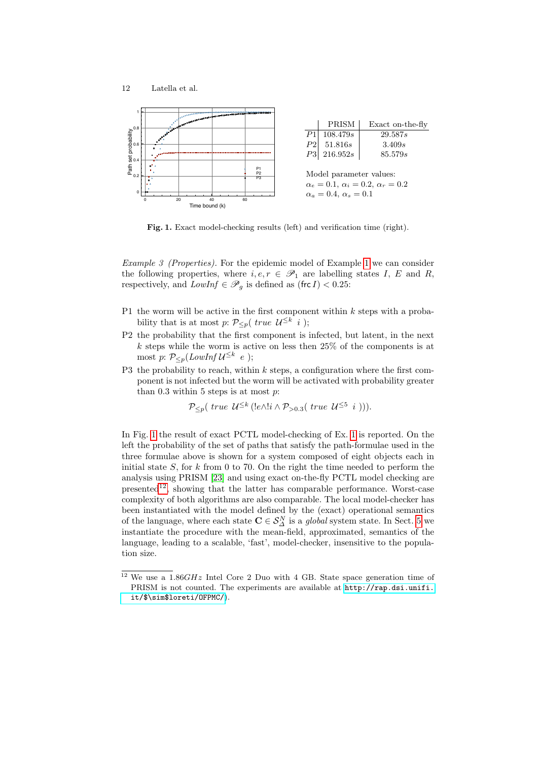|  | PRISM | Exact on-the-fly |
|---|---|---|
| $P1$ | $108.479s$ | $29.587s$ |
| $P2$ | $51.816s$ | $3.409s$ |
| $P3$ | $216.952s$ | $85.579s$ |

Model parameter values:
$\alpha_e = 0.1$, $\alpha_i = 0.2$, $\alpha_r = 0.2$
$\alpha_a = 0.4$, $\alpha_s = 0.1$

**Fig. 1.** Exact model-checking results (left) and verification time (right).

*Example 3 (Properties).* For the epidemic model of Example 1 we can consider the following properties, where $i, e, r \in \mathscr{P}_1$ are labelling states $I$, $E$ and $R$, respectively, and $LowInf \in \mathscr{P}_g$ is defined as $(\mathsf{frc}\, I) < 0.25$:

- P1 the worm will be active in the first component within $k$ steps with a probability that is at most $p$: $\mathcal{P}_{\leq p}(\ true\ \mathcal{U}^{\leq k}\ i\ )$;
- P2 the probability that the first component is infected, but latent, in the next $k$ steps while the worm is active on less then 25% of the components is at most $p$: $\mathcal{P}_{\leq p}(LowInf\, \mathcal{U}^{\leq k}\ e\ )$;
- P3 the probability to reach, within $k$ steps, a configuration where the first component is not infected but the worm will be activated with probability greater than 0.3 within 5 steps is at most $p$:

$$\mathcal{P}_{\leq p}(\ true\ \mathcal{U}^{\leq k}\,(!e \wedge !i \wedge \mathcal{P}_{>0.3}(\ true\ \mathcal{U}^{\leq 5}\ i\ ))).$$

In Fig. 1 the result of exact PCTL model-checking of Ex. 1 is reported. On the left the probability of the set of paths that satisfy the path-formulae used in the three formulae above is shown for a system composed of eight objects each in initial state $S$, for $k$ from 0 to 70. On the right the time needed to perform the analysis using PRISM [23] and using exact on-the-fly PCTL model checking are presented[12], showing that the latter has comparable performance. Worst-case complexity of both algorithms are also comparable. The local model-checker has been instantiated with the model defined by the (exact) operational semantics of the language, where each state $\mathbf{C} \in \mathcal{S}^N_\Delta$ is a *global* system state. In Sect. 5 we instantiate the procedure with the mean-field, approximated, semantics of the language, leading to a scalable, 'fast', model-checker, insensitive to the population size.

[12] We use a $1.86GHz$ Intel Core 2 Duo with 4 GB. State space generation time of PRISM is not counted. The experiments are available at http://rap.dsi.unifi.it/$\sim$loreti/OFPMC/).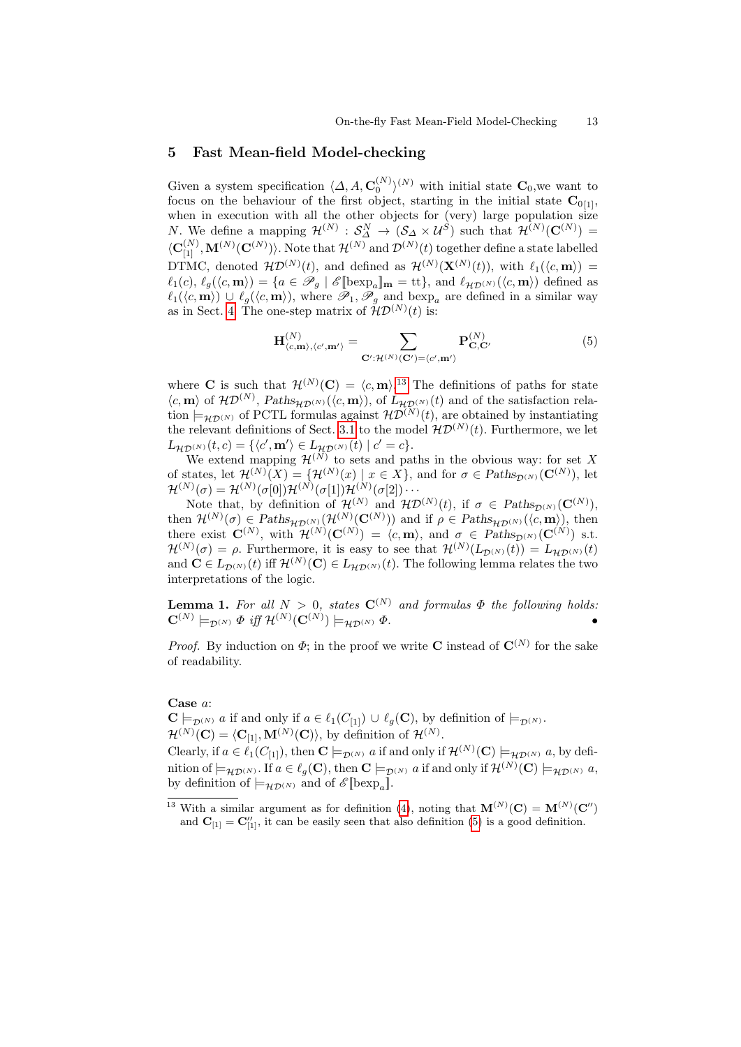## 5 Fast Mean-field Model-checking

Given a system specification $\langle \Delta, A, \mathbf{C}_0^{(N)} \rangle^{(N)}$ with initial state $\mathbf{C}_0$,we want to focus on the behaviour of the first object, starting in the initial state $\mathbf{C}_{0[1]}$, when in execution with all the other objects for (very) large population size $N$. We define a mapping $\mathcal{H}^{(N)} : \mathcal{S}_\Delta^N \to (\mathcal{S}_\Delta \times \mathcal{U}^S)$ such that $\mathcal{H}^{(N)}(\mathbf{C}^{(N)}) = \langle \mathbf{C}_{[1]}^{(N)}, \mathbf{M}^{(N)}(\mathbf{C}^{(N)}) \rangle$. Note that $\mathcal{H}^{(N)}$ and $\mathcal{D}^{(N)}(t)$ together define a state labelled DTMC, denoted $\mathcal{HD}^{(N)}(t)$, and defined as $\mathcal{H}^{(N)}(\mathbf{X}^{(N)}(t))$, with $\ell_1(\langle c, \mathbf{m} \rangle) = \ell_1(c)$, $\ell_g(\langle c, \mathbf{m} \rangle) = \{a \in \mathscr{P}_g \mid \mathscr{E}[\![\text{bexp}_a]\!]_\mathbf{m} = \text{tt}\}$, and $\ell_{\mathcal{HD}^{(N)}}(\langle c, \mathbf{m} \rangle)$ defined as $\ell_1(\langle c, \mathbf{m} \rangle) \cup \ell_g(\langle c, \mathbf{m} \rangle)$, where $\mathscr{P}_1, \mathscr{P}_g$ and $\text{bexp}_a$ are defined in a similar way as in Sect. 4. The one-step matrix of $\mathcal{HD}^{(N)}(t)$ is:

$$\mathbf{H}^{(N)}_{\langle c, \mathbf{m} \rangle, \langle c', \mathbf{m}' \rangle} = \sum_{\mathbf{C}' : \mathcal{H}^{(N)}(\mathbf{C}') = \langle c', \mathbf{m}' \rangle} \mathbf{P}^{(N)}_{\mathbf{C}, \mathbf{C}'} \tag{5}$$

where $\mathbf{C}$ is such that $\mathcal{H}^{(N)}(\mathbf{C}) = \langle c, \mathbf{m} \rangle$.[13] The definitions of paths for state $\langle c, \mathbf{m} \rangle$ of $\mathcal{HD}^{(N)}$, $\mathit{Paths}_{\mathcal{HD}^{(N)}}(\langle c, \mathbf{m} \rangle)$, of $L_{\mathcal{HD}^{(N)}}(t)$ and of the satisfaction relation $\models_{\mathcal{HD}^{(N)}}$ of PCTL formulas against $\mathcal{HD}^{(N)}(t)$, are obtained by instantiating the relevant definitions of Sect. 3.1 to the model $\mathcal{HD}^{(N)}(t)$. Furthermore, we let $L_{\mathcal{HD}^{(N)}}(t, c) = \{\langle c', \mathbf{m}' \rangle \in L_{\mathcal{HD}^{(N)}}(t) \mid c' = c\}$.

We extend mapping $\mathcal{H}^{(N)}$ to sets and paths in the obvious way: for set $X$ of states, let $\mathcal{H}^{(N)}(X) = \{\mathcal{H}^{(N)}(x) \mid x \in X\}$, and for $\sigma \in \mathit{Paths}_{\mathcal{D}^{(N)}}(\mathbf{C}^{(N)})$, let $\mathcal{H}^{(N)}(\sigma) = \mathcal{H}^{(N)}(\sigma[0])\mathcal{H}^{(N)}(\sigma[1])\mathcal{H}^{(N)}(\sigma[2]) \cdots$

Note that, by definition of $\mathcal{H}^{(N)}$ and $\mathcal{HD}^{(N)}(t)$, if $\sigma \in \mathit{Paths}_{\mathcal{D}^{(N)}}(\mathbf{C}^{(N)})$, then $\mathcal{H}^{(N)}(\sigma) \in \mathit{Paths}_{\mathcal{HD}^{(N)}}(\mathcal{H}^{(N)}(\mathbf{C}^{(N)}))$ and if $\rho \in \mathit{Paths}_{\mathcal{HD}^{(N)}}(\langle c, \mathbf{m} \rangle)$, then there exist $\mathbf{C}^{(N)}$, with $\mathcal{H}^{(N)}(\mathbf{C}^{(N)}) = \langle c, \mathbf{m} \rangle$, and $\sigma \in \mathit{Paths}_{\mathcal{D}^{(N)}}(\mathbf{C}^{(N)})$ s.t. $\mathcal{H}^{(N)}(\sigma) = \rho$. Furthermore, it is easy to see that $\mathcal{H}^{(N)}(L_{\mathcal{D}^{(N)}}(t)) = L_{\mathcal{HD}^{(N)}}(t)$ and $\mathbf{C} \in L_{\mathcal{D}^{(N)}}(t)$ iff $\mathcal{H}^{(N)}(\mathbf{C}) \in L_{\mathcal{HD}^{(N)}}(t)$. The following lemma relates the two interpretations of the logic.

**Lemma 1.** *For all $N > 0$, states $\mathbf{C}^{(N)}$ and formulas $\Phi$ the following holds: $\mathbf{C}^{(N)} \models_{\mathcal{D}^{(N)}} \Phi$ iff $\mathcal{H}^{(N)}(\mathbf{C}^{(N)}) \models_{\mathcal{HD}^{(N)}} \Phi$.* •

*Proof.* By induction on $\Phi$; in the proof we write $\mathbf{C}$ instead of $\mathbf{C}^{(N)}$ for the sake of readability.

**Case** $a$:
$\mathbf{C} \models_{\mathcal{D}^{(N)}} a$ if and only if $a \in \ell_1(C_{[1]}) \cup \ell_g(\mathbf{C})$, by definition of $\models_{\mathcal{D}^{(N)}}$.
$\mathcal{H}^{(N)}(\mathbf{C}) = \langle \mathbf{C}_{[1]}, \mathbf{M}^{(N)}(\mathbf{C}) \rangle$, by definition of $\mathcal{H}^{(N)}$.
Clearly, if $a \in \ell_1(C_{[1]})$, then $\mathbf{C} \models_{\mathcal{D}^{(N)}} a$ if and only if $\mathcal{H}^{(N)}(\mathbf{C}) \models_{\mathcal{HD}^{(N)}} a$, by definition of $\models_{\mathcal{HD}^{(N)}}$. If $a \in \ell_g(\mathbf{C})$, then $\mathbf{C} \models_{\mathcal{D}^{(N)}} a$ if and only if $\mathcal{H}^{(N)}(\mathbf{C}) \models_{\mathcal{HD}^{(N)}} a$, by definition of $\models_{\mathcal{HD}^{(N)}}$ and of $\mathscr{E}[\![\text{bexp}_a]\!]$.

[13] With a similar argument as for definition (4), noting that $\mathbf{M}^{(N)}(\mathbf{C}) = \mathbf{M}^{(N)}(\mathbf{C}'')$ and $\mathbf{C}_{[1]} = \mathbf{C}''_{[1]}$, it can be easily seen that also definition (5) is a good definition.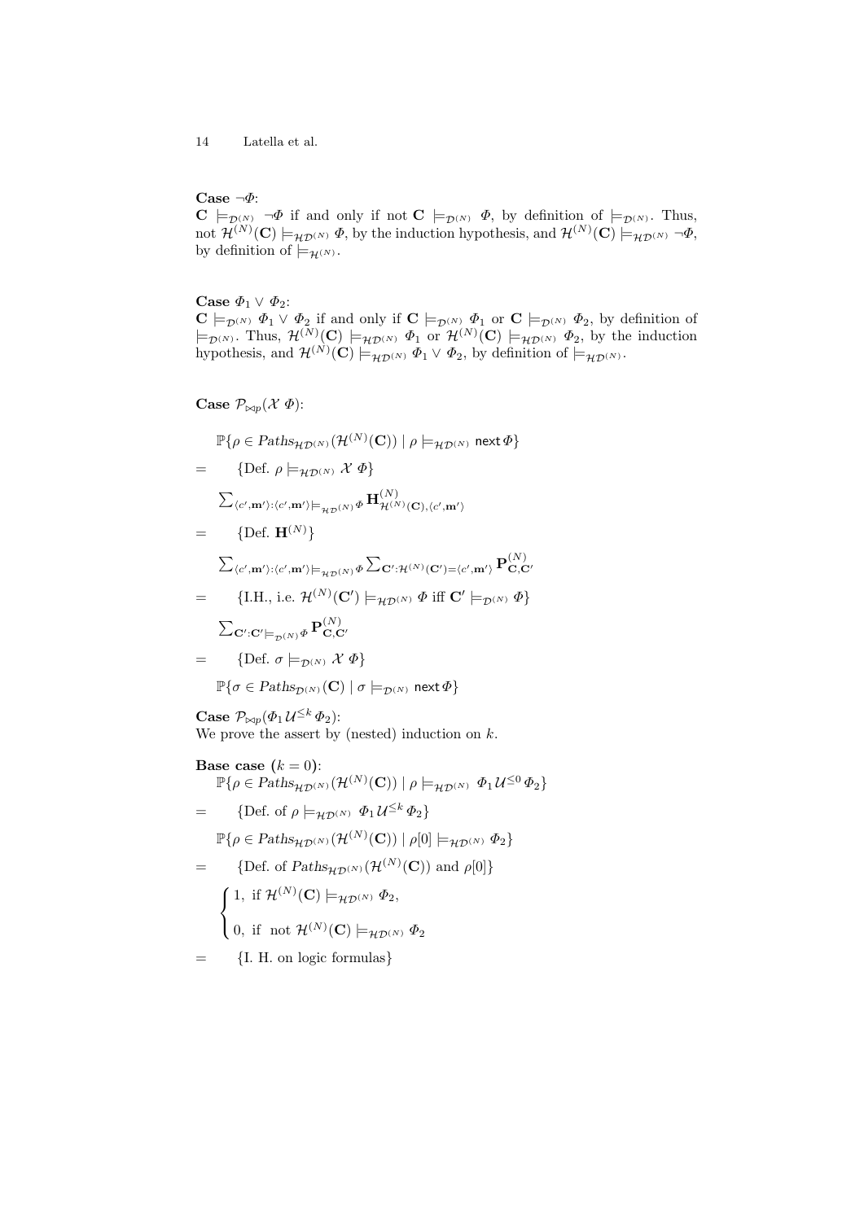**Case** $\neg\Phi$:
$\mathbf{C} \models_{\mathcal{D}^{(N)}} \neg\Phi$ if and only if not $\mathbf{C} \models_{\mathcal{D}^{(N)}} \Phi$, by definition of $\models_{\mathcal{D}^{(N)}}$. Thus, not $\mathcal{H}^{(N)}(\mathbf{C}) \models_{\mathcal{HD}^{(N)}} \Phi$, by the induction hypothesis, and $\mathcal{H}^{(N)}(\mathbf{C}) \models_{\mathcal{HD}^{(N)}} \neg\Phi$, by definition of $\models_{\mathcal{H}^{(N)}}$.

**Case** $\Phi_1 \vee \Phi_2$:
$\mathbf{C} \models_{\mathcal{D}^{(N)}} \Phi_1 \vee \Phi_2$ if and only if $\mathbf{C} \models_{\mathcal{D}^{(N)}} \Phi_1$ or $\mathbf{C} \models_{\mathcal{D}^{(N)}} \Phi_2$, by definition of $\models_{\mathcal{D}^{(N)}}$. Thus, $\mathcal{H}^{(N)}(\mathbf{C}) \models_{\mathcal{HD}^{(N)}} \Phi_1$ or $\mathcal{H}^{(N)}(\mathbf{C}) \models_{\mathcal{HD}^{(N)}} \Phi_2$, by the induction hypothesis, and $\mathcal{H}^{(N)}(\mathbf{C}) \models_{\mathcal{HD}^{(N)}} \Phi_1 \vee \Phi_2$, by definition of $\models_{\mathcal{HD}^{(N)}}$.

**Case** $\mathcal{P}_{\bowtie p}(\mathcal{X}\ \Phi)$:

$$\mathbb{P}\{\rho \in Paths_{\mathcal{HD}^{(N)}}(\mathcal{H}^{(N)}(\mathbf{C})) \mid \rho \models_{\mathcal{HD}^{(N)}} \mathsf{next}\,\Phi\}$$

$= \quad$ {Def. $\rho \models_{\mathcal{HD}^{(N)}} \mathcal{X}\ \Phi$}

$$\sum_{\langle c', \mathbf{m}' \rangle : \langle c', \mathbf{m}' \rangle \models_{\mathcal{HD}^{(N)}} \Phi} \mathbf{H}^{(N)}_{\mathcal{H}^{(N)}(\mathbf{C}), \langle c', \mathbf{m}' \rangle}$$

$= \quad$ {Def. $\mathbf{H}^{(N)}$}

$$\sum_{\langle c', \mathbf{m}' \rangle : \langle c', \mathbf{m}' \rangle \models_{\mathcal{HD}^{(N)}} \Phi} \sum_{\mathbf{C}' : \mathcal{H}^{(N)}(\mathbf{C}') = \langle c', \mathbf{m}' \rangle} \mathbf{P}^{(N)}_{\mathbf{C}, \mathbf{C}'}$$

$= \quad$ {I.H., i.e. $\mathcal{H}^{(N)}(\mathbf{C}') \models_{\mathcal{HD}^{(N)}} \Phi$ iff $\mathbf{C}' \models_{\mathcal{D}^{(N)}} \Phi$}

$$\sum_{\mathbf{C}' : \mathbf{C}' \models_{\mathcal{D}^{(N)}} \Phi} \mathbf{P}^{(N)}_{\mathbf{C}, \mathbf{C}'}$$

$= \quad$ {Def. $\sigma \models_{\mathcal{D}^{(N)}} \mathcal{X}\ \Phi$}

$$\mathbb{P}\{\sigma \in Paths_{\mathcal{D}^{(N)}}(\mathbf{C}) \mid \sigma \models_{\mathcal{D}^{(N)}} \mathsf{next}\,\Phi\}$$

**Case** $\mathcal{P}_{\bowtie p}(\Phi_1\, \mathcal{U}^{\leq k}\, \Phi_2)$:
We prove the assert by (nested) induction on $k$.

**Base case ($k = 0$):**

$$\mathbb{P}\{\rho \in Paths_{\mathcal{HD}^{(N)}}(\mathcal{H}^{(N)}(\mathbf{C})) \mid \rho \models_{\mathcal{HD}^{(N)}} \Phi_1\, \mathcal{U}^{\leq 0}\, \Phi_2\}$$

$= \quad$ {Def. of $\rho \models_{\mathcal{HD}^{(N)}} \Phi_1\, \mathcal{U}^{\leq k}\, \Phi_2$}

$$\mathbb{P}\{\rho \in Paths_{\mathcal{HD}^{(N)}}(\mathcal{H}^{(N)}(\mathbf{C})) \mid \rho[0] \models_{\mathcal{HD}^{(N)}} \Phi_2\}$$

$= \quad$ {Def. of $Paths_{\mathcal{HD}^{(N)}}(\mathcal{H}^{(N)}(\mathbf{C}))$ and $\rho[0]$}

$$\begin{cases} 1, \text{ if } \mathcal{H}^{(N)}(\mathbf{C}) \models_{\mathcal{HD}^{(N)}} \Phi_2, \\ 0, \text{ if not } \mathcal{H}^{(N)}(\mathbf{C}) \models_{\mathcal{HD}^{(N)}} \Phi_2 \end{cases}$$

$= \quad$ {I. H. on logic formulas}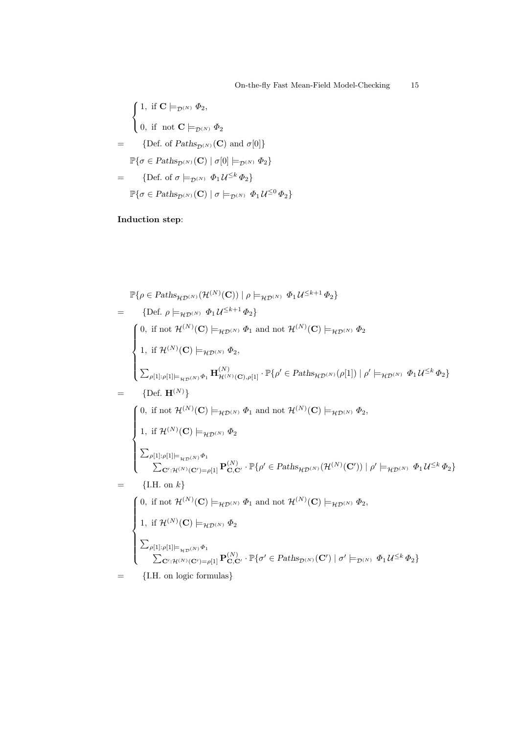$$
\begin{cases}
1, \text{ if } \mathbf{C} \models_{\mathcal{D}^{(N)}} \Phi_2, \\
0, \text{ if not } \mathbf{C} \models_{\mathcal{D}^{(N)}} \Phi_2
\end{cases}
$$

$=$ $\quad\{$Def. of $Paths_{\mathcal{D}^{(N)}}(\mathbf{C})$ and $\sigma[0]\}$

$$\mathbb{P}\{\sigma \in Paths_{\mathcal{D}^{(N)}}(\mathbf{C}) \mid \sigma[0] \models_{\mathcal{D}^{(N)}} \Phi_2\}$$

$=$ $\quad\{$Def. of $\sigma \models_{\mathcal{D}^{(N)}} \Phi_1 \mathcal{U}^{\leq k} \Phi_2\}$

$$\mathbb{P}\{\sigma \in Paths_{\mathcal{D}^{(N)}}(\mathbf{C}) \mid \sigma \models_{\mathcal{D}^{(N)}} \Phi_1 \mathcal{U}^{\leq 0} \Phi_2\}$$

**Induction step**:

$$\mathbb{P}\{\rho \in Paths_{\mathcal{HD}^{(N)}}(\mathcal{H}^{(N)}(\mathbf{C})) \mid \rho \models_{\mathcal{HD}^{(N)}} \Phi_1 \mathcal{U}^{\leq k+1} \Phi_2\}$$

$=$ $\quad\{$Def. $\rho \models_{\mathcal{HD}^{(N)}} \Phi_1 \mathcal{U}^{\leq k+1} \Phi_2\}$

$$
\begin{cases}
0, \text{ if not } \mathcal{H}^{(N)}(\mathbf{C}) \models_{\mathcal{HD}^{(N)}} \Phi_1 \text{ and not } \mathcal{H}^{(N)}(\mathbf{C}) \models_{\mathcal{HD}^{(N)}} \Phi_2 \\
1, \text{ if } \mathcal{H}^{(N)}(\mathbf{C}) \models_{\mathcal{HD}^{(N)}} \Phi_2, \\
\sum_{\rho[1]:\rho[1] \models_{\mathcal{HD}^{(N)}} \Phi_1} \mathbf{H}^{(N)}_{\mathcal{H}^{(N)}(\mathbf{C}),\rho[1]} \cdot \mathbb{P}\{\rho' \in Paths_{\mathcal{HD}^{(N)}}(\rho[1]) \mid \rho' \models_{\mathcal{HD}^{(N)}} \Phi_1 \mathcal{U}^{\leq k} \Phi_2\}
\end{cases}
$$

$=$ $\quad\{$Def. $\mathbf{H}^{(N)}\}$

$$
\begin{cases}
0, \text{ if not } \mathcal{H}^{(N)}(\mathbf{C}) \models_{\mathcal{HD}^{(N)}} \Phi_1 \text{ and not } \mathcal{H}^{(N)}(\mathbf{C}) \models_{\mathcal{HD}^{(N)}} \Phi_2, \\
1, \text{ if } \mathcal{H}^{(N)}(\mathbf{C}) \models_{\mathcal{HD}^{(N)}} \Phi_2 \\
\sum_{\rho[1]:\rho[1] \models_{\mathcal{HD}^{(N)}} \Phi_1} \\
\quad \sum_{\mathbf{C}':\mathcal{H}^{(N)}(\mathbf{C}')=\rho[1]} \mathbf{P}^{(N)}_{\mathbf{C},\mathbf{C}'} \cdot \mathbb{P}\{\rho' \in Paths_{\mathcal{HD}^{(N)}}(\mathcal{H}^{(N)}(\mathbf{C}')) \mid \rho' \models_{\mathcal{HD}^{(N)}} \Phi_1 \mathcal{U}^{\leq k} \Phi_2\}
\end{cases}
$$

$=$ $\quad\{$I.H. on $k\}$

$$
\begin{cases}
0, \text{ if not } \mathcal{H}^{(N)}(\mathbf{C}) \models_{\mathcal{HD}^{(N)}} \Phi_1 \text{ and not } \mathcal{H}^{(N)}(\mathbf{C}) \models_{\mathcal{HD}^{(N)}} \Phi_2, \\
1, \text{ if } \mathcal{H}^{(N)}(\mathbf{C}) \models_{\mathcal{HD}^{(N)}} \Phi_2 \\
\sum_{\rho[1]:\rho[1] \models_{\mathcal{HD}^{(N)}} \Phi_1} \\
\quad \sum_{\mathbf{C}':\mathcal{H}^{(N)}(\mathbf{C}')=\rho[1]} \mathbf{P}^{(N)}_{\mathbf{C},\mathbf{C}'} \cdot \mathbb{P}\{\sigma' \in Paths_{\mathcal{D}^{(N)}}(\mathbf{C}') \mid \sigma' \models_{\mathcal{D}^{(N)}} \Phi_1 \mathcal{U}^{\leq k} \Phi_2\}
\end{cases}
$$

$=$ $\quad\{$I.H. on logic formulas$\}$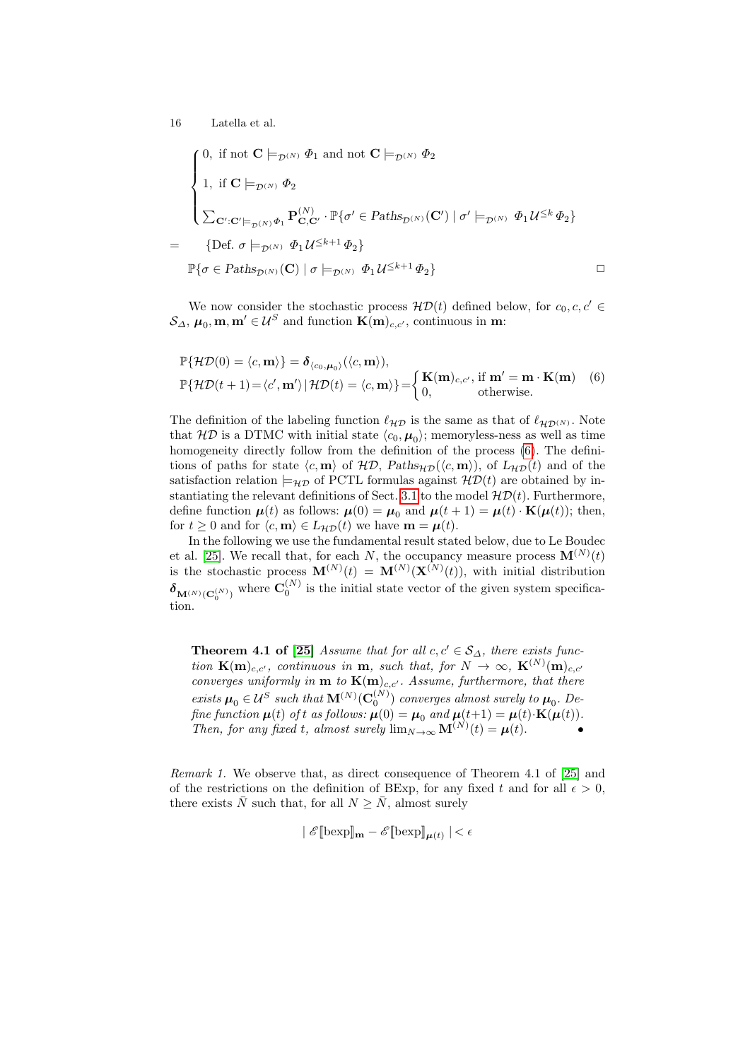$$
\begin{cases}
0, \text{ if not } \mathbf{C} \models_{\mathcal{D}^{(N)}} \Phi_1 \text{ and not } \mathbf{C} \models_{\mathcal{D}^{(N)}} \Phi_2 \\
1, \text{ if } \mathbf{C} \models_{\mathcal{D}^{(N)}} \Phi_2 \\
\sum_{\mathbf{C}':\mathbf{C}' \models_{\mathcal{D}^{(N)}} \Phi_1} \mathbf{P}^{(N)}_{\mathbf{C},\mathbf{C}'} \cdot \mathbb{P}\{\sigma' \in Paths_{\mathcal{D}^{(N)}}(\mathbf{C}') \mid \sigma' \models_{\mathcal{D}^{(N)}} \Phi_1 \,\mathcal{U}^{\leq k}\, \Phi_2\}
\end{cases}
$$

$$
= \quad \{\text{Def. } \sigma \models_{\mathcal{D}^{(N)}} \Phi_1 \,\mathcal{U}^{\leq k+1}\, \Phi_2\}
$$

$$
\mathbb{P}\{\sigma \in Paths_{\mathcal{D}^{(N)}}(\mathbf{C}) \mid \sigma \models_{\mathcal{D}^{(N)}} \Phi_1 \,\mathcal{U}^{\leq k+1}\, \Phi_2\} \qquad \square
$$

We now consider the stochastic process $\mathcal{HD}(t)$ defined below, for $c_0, c, c' \in \mathcal{S}_\Delta$, $\boldsymbol{\mu}_0, \mathbf{m}, \mathbf{m}' \in \mathcal{U}^S$ and function $\mathbf{K}(\mathbf{m})_{c,c'}$, continuous in $\mathbf{m}$:

$$
\begin{aligned}
&\mathbb{P}\{\mathcal{HD}(0) = \langle c, \mathbf{m}\rangle\} = \boldsymbol{\delta}_{\langle c_0, \boldsymbol{\mu}_0\rangle}(\langle c, \mathbf{m}\rangle),\\
&\mathbb{P}\{\mathcal{HD}(t+1) = \langle c', \mathbf{m}'\rangle \mid \mathcal{HD}(t) = \langle c, \mathbf{m}\rangle\} = \begin{cases} \mathbf{K}(\mathbf{m})_{c,c'}, & \text{if } \mathbf{m}' = \mathbf{m}\cdot \mathbf{K}(\mathbf{m}) \\ 0, & \text{otherwise.} \end{cases}
\end{aligned} \tag{6}
$$

The definition of the labeling function $\ell_{\mathcal{HD}}$ is the same as that of $\ell_{\mathcal{HD}^{(N)}}$. Note that $\mathcal{HD}$ is a DTMC with initial state $\langle c_0, \boldsymbol{\mu}_0\rangle$; memoryless-ness as well as time homogeneity directly follow from the definition of the process (6). The definitions of paths for state $\langle c, \mathbf{m}\rangle$ of $\mathcal{HD}$, $Paths_{\mathcal{HD}}(\langle c, \mathbf{m}\rangle)$, of $L_{\mathcal{HD}}(t)$ and of the satisfaction relation $\models_{\mathcal{HD}}$ of PCTL formulas against $\mathcal{HD}(t)$ are obtained by instantiating the relevant definitions of Sect. 3.1 to the model $\mathcal{HD}(t)$. Furthermore, define function $\boldsymbol{\mu}(t)$ as follows: $\boldsymbol{\mu}(0) = \boldsymbol{\mu}_0$ and $\boldsymbol{\mu}(t+1) = \boldsymbol{\mu}(t)\cdot \mathbf{K}(\boldsymbol{\mu}(t))$; then, for $t \geq 0$ and for $\langle c, \mathbf{m}\rangle \in L_{\mathcal{HD}}(t)$ we have $\mathbf{m} = \boldsymbol{\mu}(t)$.

In the following we use the fundamental result stated below, due to Le Boudec et al. [25]. We recall that, for each $N$, the occupancy measure process $\mathbf{M}^{(N)}(t)$ is the stochastic process $\mathbf{M}^{(N)}(t) = \mathbf{M}^{(N)}(\mathbf{X}^{(N)}(t))$, with initial distribution $\boldsymbol{\delta}_{\mathbf{M}^{(N)}(\mathbf{C}_0^{(N)})}$ where $\mathbf{C}_0^{(N)}$ is the initial state vector of the given system specification.

**Theorem 4.1 of [25]** *Assume that for all $c, c' \in \mathcal{S}_\Delta$, there exists function $\mathbf{K}(\mathbf{m})_{c,c'}$, continuous in $\mathbf{m}$, such that, for $N \to \infty$, $\mathbf{K}^{(N)}(\mathbf{m})_{c,c'}$ converges uniformly in $\mathbf{m}$ to $\mathbf{K}(\mathbf{m})_{c,c'}$. Assume, furthermore, that there exists $\boldsymbol{\mu}_0 \in \mathcal{U}^S$ such that $\mathbf{M}^{(N)}(\mathbf{C}_0^{(N)})$ converges almost surely to $\boldsymbol{\mu}_0$. Define function $\boldsymbol{\mu}(t)$ of $t$ as follows: $\boldsymbol{\mu}(0) = \boldsymbol{\mu}_0$ and $\boldsymbol{\mu}(t+1) = \boldsymbol{\mu}(t)\cdot \mathbf{K}(\boldsymbol{\mu}(t))$. Then, for any fixed $t$, almost surely $\lim_{N\to\infty} \mathbf{M}^{(N)}(t) = \boldsymbol{\mu}(t)$.* •

*Remark 1.* We observe that, as direct consequence of Theorem 4.1 of [25] and of the restrictions on the definition of BExp, for any fixed $t$ and for all $\epsilon > 0$, there exists $\bar{N}$ such that, for all $N \geq \bar{N}$, almost surely

$$
|\, \mathscr{E}[\![\text{bexp}]\!]_{\mathbf{m}} - \mathscr{E}[\![\text{bexp}]\!]_{\boldsymbol{\mu}(t)} \,| < \epsilon
$$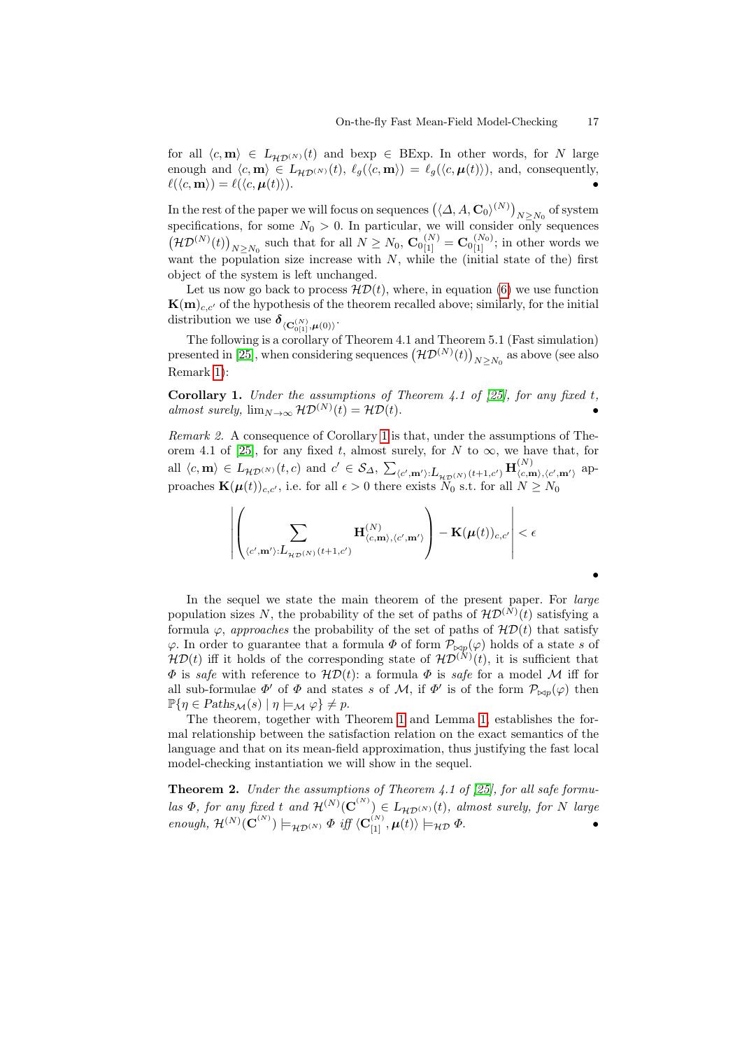for all $\langle c, \mathbf{m}\rangle \in L_{\mathcal{HD}^{(N)}}(t)$ and bexp $\in$ BExp. In other words, for $N$ large enough and $\langle c, \mathbf{m}\rangle \in L_{\mathcal{HD}^{(N)}}(t)$, $\ell_g(\langle c, \mathbf{m}\rangle) = \ell_g(\langle c, \boldsymbol{\mu}(t)\rangle)$, and, consequently, $\ell(\langle c, \mathbf{m}\rangle) = \ell(\langle c, \boldsymbol{\mu}(t)\rangle)$. •

In the rest of the paper we will focus on sequences $\left(\langle \Delta, A, \mathbf{C}_0\rangle^{(N)}\right)_{N\geq N_0}$ of system specifications, for some $N_0 > 0$. In particular, we will consider only sequences $\left(\mathcal{HD}^{(N)}(t)\right)_{N\geq N_0}$ such that for all $N \geq N_0$, $\mathbf{C}_{0[1]}^{(N)} = \mathbf{C}_{0[1]}^{(N_0)}$; in other words we want the population size increase with $N$, while the (initial state of the) first object of the system is left unchanged.

Let us now go back to process $\mathcal{HD}(t)$, where, in equation (6) we use function $\mathbf{K}(\mathbf{m})_{c,c'}$ of the hypothesis of the theorem recalled above; similarly, for the initial distribution we use $\boldsymbol{\delta}_{\langle \mathbf{C}_{0[1]}^{(N)}, \boldsymbol{\mu}(0)\rangle}$.

The following is a corollary of Theorem 4.1 and Theorem 5.1 (Fast simulation) presented in [25], when considering sequences $\left(\mathcal{HD}^{(N)}(t)\right)_{N\geq N_0}$ as above (see also Remark 1):

**Corollary 1.** *Under the assumptions of Theorem 4.1 of [25], for any fixed $t$, almost surely,* $\lim_{N\to\infty} \mathcal{HD}^{(N)}(t) = \mathcal{HD}(t)$. •

*Remark 2.* A consequence of Corollary 1 is that, under the assumptions of Theorem 4.1 of [25], for any fixed $t$, almost surely, for $N$ to $\infty$, we have that, for all $\langle c, \mathbf{m}\rangle \in L_{\mathcal{HD}^{(N)}}(t, c)$ and $c' \in \mathcal{S}_\Delta$, $\sum_{\langle c', \mathbf{m}'\rangle : L_{\mathcal{HD}^{(N)}}(t+1,c')} \mathbf{H}^{(N)}_{\langle c, \mathbf{m}\rangle, \langle c', \mathbf{m}'\rangle}$ approaches $\mathbf{K}(\boldsymbol{\mu}(t))_{c,c'}$, i.e. for all $\epsilon > 0$ there exists $N_0$ s.t. for all $N \geq N_0$

$$\left| \left( \sum_{\langle c', \mathbf{m}'\rangle : L_{\mathcal{HD}^{(N)}}(t+1,c')} \mathbf{H}^{(N)}_{\langle c, \mathbf{m}\rangle, \langle c', \mathbf{m}'\rangle} \right) - \mathbf{K}(\boldsymbol{\mu}(t))_{c,c'} \right| < \epsilon$$

•

In the sequel we state the main theorem of the present paper. For *large* population sizes $N$, the probability of the set of paths of $\mathcal{HD}^{(N)}(t)$ that satisfy a formula $\varphi$, *approaches* the probability of the set of paths of $\mathcal{HD}(t)$ that satisfy $\varphi$. In order to guarantee that a formula $\Phi$ of form $\mathcal{P}_{\bowtie p}(\varphi)$ holds of a state $s$ of $\mathcal{HD}(t)$ iff it holds of the corresponding state of $\mathcal{HD}^{(N)}(t)$, it is sufficient that $\Phi$ is *safe* with reference to $\mathcal{HD}(t)$: a formula $\Phi$ is *safe* for a model $\mathcal{M}$ iff for all sub-formulae $\Phi'$ of $\Phi$ and states $s$ of $\mathcal{M}$, if $\Phi'$ is of the form $\mathcal{P}_{\bowtie p}(\varphi)$ then $\mathbb{P}\{\eta \in Paths_{\mathcal{M}}(s) \mid \eta \models_{\mathcal{M}} \varphi\} \neq p$.

The theorem, together with Theorem 1 and Lemma 1, establishes the formal relationship between the satisfaction relation on the exact semantics of the language and that on its mean-field approximation, thus justifying the fast local model-checking instantiation we will show in the sequel.

**Theorem 2.** *Under the assumptions of Theorem 4.1 of [25], for all safe formulas $\Phi$, for any fixed $t$ and $\mathcal{H}^{(N)}(\mathbf{C}^{(N)}) \in L_{\mathcal{HD}^{(N)}}(t)$, almost surely, for $N$ large enough, $\mathcal{H}^{(N)}(\mathbf{C}^{(N)}) \models_{\mathcal{HD}^{(N)}} \Phi$ iff $\langle \mathbf{C}^{(N)}_{[1]}, \boldsymbol{\mu}(t)\rangle \models_{\mathcal{HD}} \Phi$.* •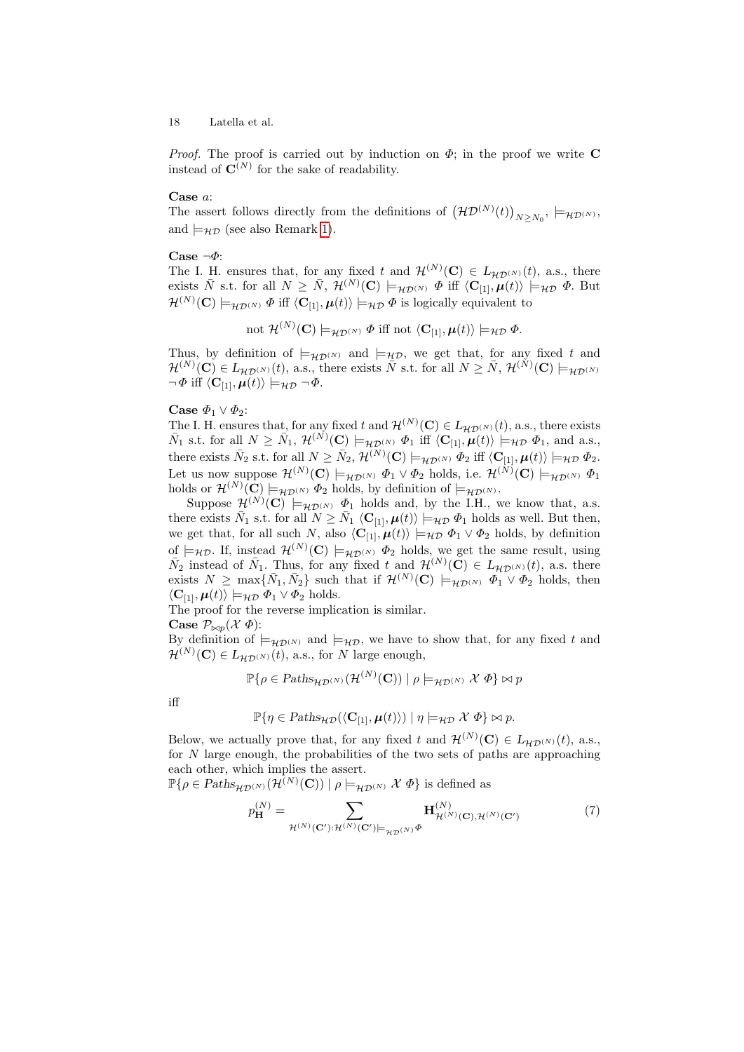*Proof.* The proof is carried out by induction on $\Phi$; in the proof we write $\mathbf{C}$ instead of $\mathbf{C}^{(N)}$ for the sake of readability.

**Case** $a$:
The assert follows directly from the definitions of $\left(\mathcal{HD}^{(N)}(t)\right)_{N \geq N_0}$, $\models_{\mathcal{HD}^{(N)}}$, and $\models_{\mathcal{HD}}$ (see also Remark 1).

**Case** $\neg\Phi$:
The I. H. ensures that, for any fixed $t$ and $\mathcal{H}^{(N)}(\mathbf{C}) \in L_{\mathcal{HD}^{(N)}}(t)$, a.s., there exists $\bar{N}$ s.t. for all $N \geq \bar{N}$, $\mathcal{H}^{(N)}(\mathbf{C}) \models_{\mathcal{HD}^{(N)}} \Phi$ iff $\langle \mathbf{C}_{[1]}, \boldsymbol{\mu}(t)\rangle \models_{\mathcal{HD}} \Phi$. But $\mathcal{H}^{(N)}(\mathbf{C}) \models_{\mathcal{HD}^{(N)}} \Phi$ iff $\langle \mathbf{C}_{[1]}, \boldsymbol{\mu}(t)\rangle \models_{\mathcal{HD}} \Phi$ is logically equivalent to

$$\text{not } \mathcal{H}^{(N)}(\mathbf{C}) \models_{\mathcal{HD}^{(N)}} \Phi \text{ iff not } \langle \mathbf{C}_{[1]}, \boldsymbol{\mu}(t)\rangle \models_{\mathcal{HD}} \Phi.$$

Thus, by definition of $\models_{\mathcal{HD}^{(N)}}$ and $\models_{\mathcal{HD}}$, we get that, for any fixed $t$ and $\mathcal{H}^{(N)}(\mathbf{C}) \in L_{\mathcal{HD}^{(N)}}(t)$, a.s., there exists $\bar{N}$ s.t. for all $N \geq \bar{N}$, $\mathcal{H}^{(N)}(\mathbf{C}) \models_{\mathcal{HD}^{(N)}} \neg\Phi$ iff $\langle \mathbf{C}_{[1]}, \boldsymbol{\mu}(t)\rangle \models_{\mathcal{HD}} \neg\Phi$.

**Case** $\Phi_1 \vee \Phi_2$:
The I. H. ensures that, for any fixed $t$ and $\mathcal{H}^{(N)}(\mathbf{C}) \in L_{\mathcal{HD}^{(N)}}(t)$, a.s., there exists $\bar{N}_1$ s.t. for all $N \geq \bar{N}_1$, $\mathcal{H}^{(N)}(\mathbf{C}) \models_{\mathcal{HD}^{(N)}} \Phi_1$ iff $\langle \mathbf{C}_{[1]}, \boldsymbol{\mu}(t)\rangle \models_{\mathcal{HD}} \Phi_1$, and a.s., there exists $\bar{N}_2$ s.t. for all $N \geq \bar{N}_2$, $\mathcal{H}^{(N)}(\mathbf{C}) \models_{\mathcal{HD}^{(N)}} \Phi_2$ iff $\langle \mathbf{C}_{[1]}, \boldsymbol{\mu}(t)\rangle \models_{\mathcal{HD}} \Phi_2$. Let us now suppose $\mathcal{H}^{(N)}(\mathbf{C}) \models_{\mathcal{HD}^{(N)}} \Phi_1 \vee \Phi_2$ holds, i.e. $\mathcal{H}^{(N)}(\mathbf{C}) \models_{\mathcal{HD}^{(N)}} \Phi_1$ holds or $\mathcal{H}^{(N)}(\mathbf{C}) \models_{\mathcal{HD}^{(N)}} \Phi_2$ holds, by definition of $\models_{\mathcal{HD}^{(N)}}$.

Suppose $\mathcal{H}^{(N)}(\mathbf{C}) \models_{\mathcal{HD}^{(N)}} \Phi_1$ holds and, by the I.H., we know that, a.s. there exists $\bar{N}_1$ s.t. for all $N \geq \bar{N}_1$ $\langle \mathbf{C}_{[1]}, \boldsymbol{\mu}(t)\rangle \models_{\mathcal{HD}} \Phi_1$ holds as well. But then, we get that, for all such $N$, also $\langle \mathbf{C}_{[1]}, \boldsymbol{\mu}(t)\rangle \models_{\mathcal{HD}} \Phi_1 \vee \Phi_2$ holds, by definition of $\models_{\mathcal{HD}}$. If, instead $\mathcal{H}^{(N)}(\mathbf{C}) \models_{\mathcal{HD}^{(N)}} \Phi_2$ holds, we get the same result, using $\bar{N}_2$ instead of $\bar{N}_1$. Thus, for any fixed $t$ and $\mathcal{H}^{(N)}(\mathbf{C}) \in L_{\mathcal{HD}^{(N)}}(t)$, a.s. there exists $N \geq \max\{\bar{N}_1, \bar{N}_2\}$ such that if $\mathcal{H}^{(N)}(\mathbf{C}) \models_{\mathcal{HD}^{(N)}} \Phi_1 \vee \Phi_2$ holds, then $\langle \mathbf{C}_{[1]}, \boldsymbol{\mu}(t)\rangle \models_{\mathcal{HD}} \Phi_1 \vee \Phi_2$ holds.
The proof for the reverse implication is similar.

**Case** $\mathcal{P}_{\bowtie p}(\mathcal{X}\ \Phi)$:
By definition of $\models_{\mathcal{HD}^{(N)}}$ and $\models_{\mathcal{HD}}$, we have to show that, for any fixed $t$ and $\mathcal{H}^{(N)}(\mathbf{C}) \in L_{\mathcal{HD}^{(N)}}(t)$, a.s., for $N$ large enough,

$$\mathbb{P}\{\rho \in \mathit{Paths}_{\mathcal{HD}^{(N)}}(\mathcal{H}^{(N)}(\mathbf{C})) \mid \rho \models_{\mathcal{HD}^{(N)}} \mathcal{X}\ \Phi\} \bowtie p$$

iff

$$\mathbb{P}\{\eta \in \mathit{Paths}_{\mathcal{HD}}(\langle \mathbf{C}_{[1]}, \boldsymbol{\mu}(t)\rangle) \mid \eta \models_{\mathcal{HD}} \mathcal{X}\ \Phi\} \bowtie p.$$

Below, we actually prove that, for any fixed $t$ and $\mathcal{H}^{(N)}(\mathbf{C}) \in L_{\mathcal{HD}^{(N)}}(t)$, a.s., for $N$ large enough, the probabilities of the two sets of paths are approaching each other, which implies the assert.
$\mathbb{P}\{\rho \in \mathit{Paths}_{\mathcal{HD}^{(N)}}(\mathcal{H}^{(N)}(\mathbf{C})) \mid \rho \models_{\mathcal{HD}^{(N)}} \mathcal{X}\ \Phi\}$ is defined as

$$p_{\mathbf{H}}^{(N)} = \sum_{\mathcal{H}^{(N)}(\mathbf{C}') : \mathcal{H}^{(N)}(\mathbf{C}') \models_{\mathcal{HD}^{(N)}} \Phi} \mathbf{H}^{(N)}_{\mathcal{H}^{(N)}(\mathbf{C}), \mathcal{H}^{(N)}(\mathbf{C}')} \tag{7}$$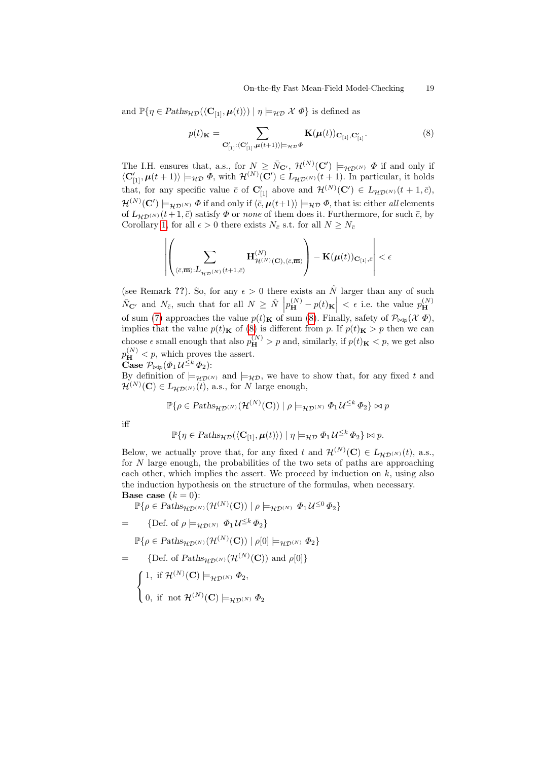and $\mathbb{P}\{\eta \in \mathit{Paths}_{\mathcal{HD}}(\langle \mathbf{C}_{[1]}, \boldsymbol{\mu}(t)\rangle) \mid \eta \models_{\mathcal{HD}} \mathcal{X}\ \Phi\}$ is defined as

$$p(t)_{\mathbf{K}} = \sum_{\mathbf{C}'_{[1]}:\langle \mathbf{C}'_{[1]}, \boldsymbol{\mu}(t+1)\rangle \models_{\mathcal{HD}} \Phi} \mathbf{K}(\boldsymbol{\mu}(t))_{\mathbf{C}_{[1]},\mathbf{C}'_{[1]}}. \tag{8}$$

The I.H. ensures that, a.s., for $N \geq \bar{N}_{\mathbf{C}'}$, $\mathcal{H}^{(N)}(\mathbf{C}') \models_{\mathcal{HD}^{(N)}} \Phi$ if and only if $\langle \mathbf{C}'_{[1]}, \boldsymbol{\mu}(t+1)\rangle \models_{\mathcal{HD}} \Phi$, with $\mathcal{H}^{(N)}(\mathbf{C}') \in L_{\mathcal{HD}^{(N)}}(t+1)$. In particular, it holds that, for any specific value $\bar{c}$ of $\mathbf{C}'_{[1]}$ above and $\mathcal{H}^{(N)}(\mathbf{C}') \in L_{\mathcal{HD}^{(N)}}(t+1, \bar{c})$, $\mathcal{H}^{(N)}(\mathbf{C}') \models_{\mathcal{HD}^{(N)}} \Phi$ if and only if $\langle \bar{c}, \boldsymbol{\mu}(t+1)\rangle \models_{\mathcal{HD}} \Phi$, that is: either *all* elements of $L_{\mathcal{HD}^{(N)}}(t+1, \bar{c})$ satisfy $\Phi$ or *none* of them does it. Furthermore, for such $\bar{c}$, by Corollary 1, for all $\epsilon > 0$ there exists $N_{\bar{c}}$ s.t. for all $N \geq N_{\bar{c}}$

$$\left| \left( \sum_{\langle \bar{c}, \overline{\mathbf{m}}\rangle : L_{\mathcal{HD}^{(N)}}(t+1,\bar{c})} \mathbf{H}^{(N)}_{\mathcal{H}^{(N)}(\mathbf{C}), \langle \bar{c}, \overline{\mathbf{m}}\rangle} \right) - \mathbf{K}(\boldsymbol{\mu}(t))_{\mathbf{C}_{[1]},\bar{c}} \right| < \epsilon$$

(see Remark **??**). So, for any $\epsilon > 0$ there exists an $\hat{N}$ larger than any of such $\bar{N}_{\mathbf{C}'}$ and $N_{\bar{c}}$, such that for all $N \geq \hat{N}$ $\left| p^{(N)}_{\mathbf{H}} - p(t)_{\mathbf{K}} \right| < \epsilon$ i.e. the value $p^{(N)}_{\mathbf{H}}$ of sum (7) approaches the value $p(t)_{\mathbf{K}}$ of sum (8). Finally, safety of $\mathcal{P}_{\bowtie p}(\mathcal{X}\ \Phi)$, implies that the value $p(t)_{\mathbf{K}}$ of (8) is different from $p$. If $p(t)_{\mathbf{K}} > p$ then we can choose $\epsilon$ small enough that also $p^{(N)}_{\mathbf{H}} > p$ and, similarly, if $p(t)_{\mathbf{K}} < p$, we get also $p^{(N)}_{\mathbf{H}} < p$, which proves the assert.

**Case** $\mathcal{P}_{\bowtie p}(\Phi_1\, \mathcal{U}^{\leq k}\, \Phi_2)$:

By definition of $\models_{\mathcal{HD}^{(N)}}$ and $\models_{\mathcal{HD}}$, we have to show that, for any fixed $t$ and $\mathcal{H}^{(N)}(\mathbf{C}) \in L_{\mathcal{HD}^{(N)}}(t)$, a.s., for $N$ large enough,

$$\mathbb{P}\{\rho \in \mathit{Paths}_{\mathcal{HD}^{(N)}}(\mathcal{H}^{(N)}(\mathbf{C})) \mid \rho \models_{\mathcal{HD}^{(N)}} \Phi_1\, \mathcal{U}^{\leq k}\, \Phi_2\} \bowtie p$$

iff

$$\mathbb{P}\{\eta \in \mathit{Paths}_{\mathcal{HD}}(\langle \mathbf{C}_{[1]}, \boldsymbol{\mu}(t)\rangle) \mid \eta \models_{\mathcal{HD}} \Phi_1\, \mathcal{U}^{\leq k}\, \Phi_2\} \bowtie p.$$

Below, we actually prove that, for any fixed $t$ and $\mathcal{H}^{(N)}(\mathbf{C}) \in L_{\mathcal{HD}^{(N)}}(t)$, a.s., for $N$ large enough, the probabilities of the two sets of paths are approaching each other, which implies the assert. We proceed by induction on $k$, using also the induction hypothesis on the structure of the formulas, when necessary.

**Base case ($k = 0$):**

$\mathbb{P}\{\rho \in \mathit{Paths}_{\mathcal{HD}^{(N)}}(\mathcal{H}^{(N)}(\mathbf{C})) \mid \rho \models_{\mathcal{HD}^{(N)}} \Phi_1\, \mathcal{U}^{\leq 0}\, \Phi_2\}$

$=$ {Def. of $\rho \models_{\mathcal{HD}^{(N)}} \Phi_1\, \mathcal{U}^{\leq k}\, \Phi_2$}

$\mathbb{P}\{\rho \in \mathit{Paths}_{\mathcal{HD}^{(N)}}(\mathcal{H}^{(N)}(\mathbf{C})) \mid \rho[0] \models_{\mathcal{HD}^{(N)}} \Phi_2\}$

$=$ {Def. of $\mathit{Paths}_{\mathcal{HD}^{(N)}}(\mathcal{H}^{(N)}(\mathbf{C}))$ and $\rho[0]$}

$$\begin{cases} 1, \text{ if } \mathcal{H}^{(N)}(\mathbf{C}) \models_{\mathcal{HD}^{(N)}} \Phi_2, \\ 0, \text{ if not } \mathcal{H}^{(N)}(\mathbf{C}) \models_{\mathcal{HD}^{(N)}} \Phi_2 \end{cases}$$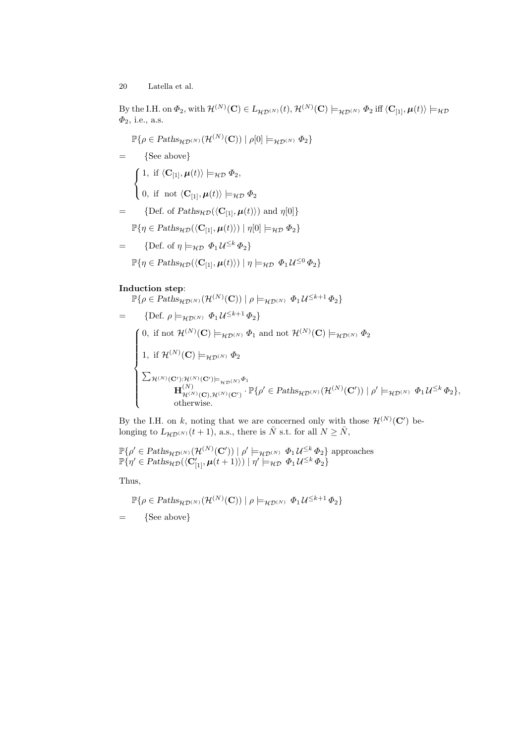By the I.H. on $\Phi_2$, with $\mathcal{H}^{(N)}(\mathbf{C}) \in L_{\mathcal{HD}^{(N)}}(t)$, $\mathcal{H}^{(N)}(\mathbf{C}) \models_{\mathcal{HD}^{(N)}} \Phi_2$ iff $\langle \mathbf{C}_{[1]}, \boldsymbol{\mu}(t)\rangle \models_{\mathcal{HD}} \Phi_2$, i.e., a.s.

$$
\begin{array}{ll}
& \mathbb{P}\{\rho \in \mathit{Paths}_{\mathcal{HD}^{(N)}}(\mathcal{H}^{(N)}(\mathbf{C})) \mid \rho[0] \models_{\mathcal{HD}^{(N)}} \Phi_2\} \\
= & \{\text{See above}\} \\
& \begin{cases} 1, \text{ if } \langle \mathbf{C}_{[1]}, \boldsymbol{\mu}(t)\rangle \models_{\mathcal{HD}} \Phi_2, \\ 0, \text{ if not } \langle \mathbf{C}_{[1]}, \boldsymbol{\mu}(t)\rangle \models_{\mathcal{HD}} \Phi_2 \end{cases} \\
= & \{\text{Def. of } \mathit{Paths}_{\mathcal{HD}}(\langle \mathbf{C}_{[1]}, \boldsymbol{\mu}(t)\rangle) \text{ and } \eta[0]\} \\
& \mathbb{P}\{\eta \in \mathit{Paths}_{\mathcal{HD}}(\langle \mathbf{C}_{[1]}, \boldsymbol{\mu}(t)\rangle) \mid \eta[0] \models_{\mathcal{HD}} \Phi_2\} \\
= & \{\text{Def. of } \eta \models_{\mathcal{HD}} \Phi_1 \, \mathcal{U}^{\leq k} \, \Phi_2\} \\
& \mathbb{P}\{\eta \in \mathit{Paths}_{\mathcal{HD}}(\langle \mathbf{C}_{[1]}, \boldsymbol{\mu}(t)\rangle) \mid \eta \models_{\mathcal{HD}} \Phi_1 \, \mathcal{U}^{\leq 0} \, \Phi_2\}
\end{array}
$$

**Induction step**:

$$
\begin{array}{ll}
& \mathbb{P}\{\rho \in \mathit{Paths}_{\mathcal{HD}^{(N)}}(\mathcal{H}^{(N)}(\mathbf{C})) \mid \rho \models_{\mathcal{HD}^{(N)}} \Phi_1 \, \mathcal{U}^{\leq k+1} \, \Phi_2\} \\
= & \{\text{Def. } \rho \models_{\mathcal{HD}^{(N)}} \Phi_1 \, \mathcal{U}^{\leq k+1} \, \Phi_2\} \\
& \begin{cases} 0, \text{ if not } \mathcal{H}^{(N)}(\mathbf{C}) \models_{\mathcal{HD}^{(N)}} \Phi_1 \text{ and not } \mathcal{H}^{(N)}(\mathbf{C}) \models_{\mathcal{HD}^{(N)}} \Phi_2 \\ 1, \text{ if } \mathcal{H}^{(N)}(\mathbf{C}) \models_{\mathcal{HD}^{(N)}} \Phi_2 \\ \sum_{\mathcal{H}^{(N)}(\mathbf{C}'): \mathcal{H}^{(N)}(\mathbf{C}') \models_{\mathcal{HD}^{(N)}} \Phi_1} \\ \qquad \mathbf{H}^{(N)}_{\mathcal{H}^{(N)}(\mathbf{C}), \mathcal{H}^{(N)}(\mathbf{C}')} \cdot \mathbb{P}\{\rho' \in \mathit{Paths}_{\mathcal{HD}^{(N)}}(\mathcal{H}^{(N)}(\mathbf{C}')) \mid \rho' \models_{\mathcal{HD}^{(N)}} \Phi_1 \, \mathcal{U}^{\leq k} \, \Phi_2\}, \\ \qquad \text{otherwise.} \end{cases}
\end{array}
$$

By the I.H. on $k$, noting that we are concerned only with those $\mathcal{H}^{(N)}(\mathbf{C}')$ belonging to $L_{\mathcal{HD}^{(N)}}(t+1)$, a.s., there is $\bar{N}$ s.t. for all $N \geq \bar{N}$,

$\mathbb{P}\{\rho' \in \mathit{Paths}_{\mathcal{HD}^{(N)}}(\mathcal{H}^{(N)}(\mathbf{C}')) \mid \rho' \models_{\mathcal{HD}^{(N)}} \Phi_1 \, \mathcal{U}^{\leq k} \, \Phi_2\}$ approaches
$\mathbb{P}\{\eta' \in \mathit{Paths}_{\mathcal{HD}}(\langle \mathbf{C}'_{[1]}, \boldsymbol{\mu}(t+1)\rangle) \mid \eta' \models_{\mathcal{HD}} \Phi_1 \, \mathcal{U}^{\leq k} \, \Phi_2\}$

Thus,

$$
\begin{array}{ll}
& \mathbb{P}\{\rho \in \mathit{Paths}_{\mathcal{HD}^{(N)}}(\mathcal{H}^{(N)}(\mathbf{C})) \mid \rho \models_{\mathcal{HD}^{(N)}} \Phi_1 \, \mathcal{U}^{\leq k+1} \, \Phi_2\} \\
= & \{\text{See above}\}
\end{array}
$$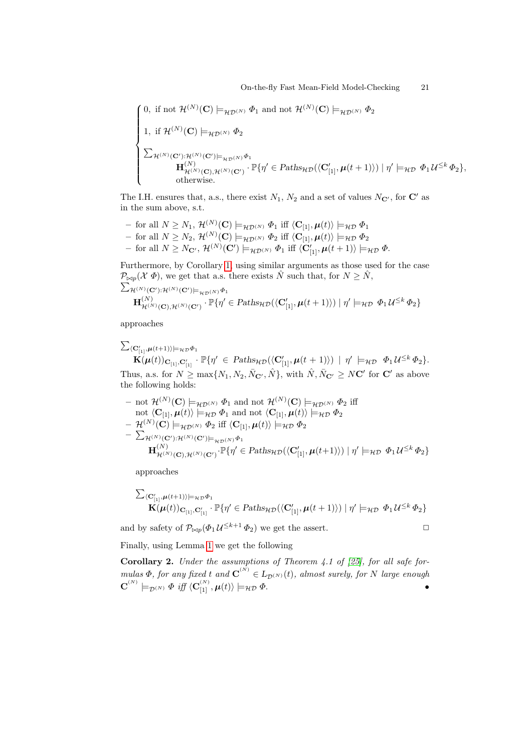$$
\begin{cases}
0, \text{ if not } \mathcal{H}^{(N)}(\mathbf{C}) \models_{\mathcal{HD}^{(N)}} \Phi_1 \text{ and not } \mathcal{H}^{(N)}(\mathbf{C}) \models_{\mathcal{HD}^{(N)}} \Phi_2 \\
1, \text{ if } \mathcal{H}^{(N)}(\mathbf{C}) \models_{\mathcal{HD}^{(N)}} \Phi_2 \\
\sum_{\mathcal{H}^{(N)}(\mathbf{C}'):\mathcal{H}^{(N)}(\mathbf{C}') \models_{\mathcal{HD}^{(N)}} \Phi_1} \mathbf{H}^{(N)}_{\mathcal{H}^{(N)}(\mathbf{C}),\mathcal{H}^{(N)}(\mathbf{C}')} \cdot \mathbb{P}\{\eta' \in Paths_{\mathcal{HD}}(\langle \mathbf{C}'_{[1]}, \boldsymbol{\mu}(t+1)\rangle) \mid \eta' \models_{\mathcal{HD}} \Phi_1 \mathcal{U}^{\leq k} \Phi_2\}, \\
\quad \text{otherwise.}
\end{cases}
$$

The I.H. ensures that, a.s., there exist $N_1$, $N_2$ and a set of values $N_{\mathbf{C}'}$, for $\mathbf{C}'$ as in the sum above, s.t.

- for all $N \geq N_1$, $\mathcal{H}^{(N)}(\mathbf{C}) \models_{\mathcal{HD}^{(N)}} \Phi_1$ iff $\langle \mathbf{C}_{[1]}, \boldsymbol{\mu}(t)\rangle \models_{\mathcal{HD}} \Phi_1$
- for all $N \geq N_2$, $\mathcal{H}^{(N)}(\mathbf{C}) \models_{\mathcal{HD}^{(N)}} \Phi_2$ iff $\langle \mathbf{C}_{[1]}, \boldsymbol{\mu}(t)\rangle \models_{\mathcal{HD}} \Phi_2$
- for all $N \geq N_{\mathbf{C}'}$, $\mathcal{H}^{(N)}(\mathbf{C}') \models_{\mathcal{HD}^{(N)}} \Phi_1$ iff $\langle \mathbf{C}'_{[1]}, \boldsymbol{\mu}(t+1)\rangle \models_{\mathcal{HD}} \Phi$.

Furthermore, by Corollary 1, using similar arguments as those used for the case $\mathcal{P}_{\bowtie p}(\mathcal{X}\, \Phi)$, we get that a.s. there exists $\hat{N}$ such that, for $N \geq \hat{N}$,
$\sum_{\mathcal{H}^{(N)}(\mathbf{C}'):\mathcal{H}^{(N)}(\mathbf{C}') \models_{\mathcal{HD}^{(N)}} \Phi_1} \mathbf{H}^{(N)}_{\mathcal{H}^{(N)}(\mathbf{C}),\mathcal{H}^{(N)}(\mathbf{C}')} \cdot \mathbb{P}\{\eta' \in Paths_{\mathcal{HD}}(\langle \mathbf{C}'_{[1]}, \boldsymbol{\mu}(t+1)\rangle) \mid \eta' \models_{\mathcal{HD}} \Phi_1 \mathcal{U}^{\leq k} \Phi_2\}$

approaches

$\sum_{\langle \mathbf{C}'_{[1]}, \boldsymbol{\mu}(t+1)\rangle \models_{\mathcal{HD}} \Phi_1} \mathbf{K}(\boldsymbol{\mu}(t))_{\mathbf{C}_{[1]},\mathbf{C}'_{[1]}} \cdot \mathbb{P}\{\eta' \in Paths_{\mathcal{HD}}(\langle \mathbf{C}'_{[1]}, \boldsymbol{\mu}(t+1)\rangle) \mid \eta' \models_{\mathcal{HD}} \Phi_1 \mathcal{U}^{\leq k} \Phi_2\}$.
Thus, a.s. for $N \geq \max\{N_1, N_2, \bar{N}_{\mathbf{C}'}, \hat{N}\}$, with $\hat{N}, \bar{N}_{\mathbf{C}'} \geq N\mathbf{C}'$ for $\mathbf{C}'$ as above the following holds:

- not $\mathcal{H}^{(N)}(\mathbf{C}) \models_{\mathcal{HD}^{(N)}} \Phi_1$ and not $\mathcal{H}^{(N)}(\mathbf{C}) \models_{\mathcal{HD}^{(N)}} \Phi_2$ iff not $\langle \mathbf{C}_{[1]}, \boldsymbol{\mu}(t)\rangle \models_{\mathcal{HD}} \Phi_1$ and not $\langle \mathbf{C}_{[1]}, \boldsymbol{\mu}(t)\rangle \models_{\mathcal{HD}} \Phi_2$
- $\mathcal{H}^{(N)}(\mathbf{C}) \models_{\mathcal{HD}^{(N)}} \Phi_2$ iff $\langle \mathbf{C}_{[1]}, \boldsymbol{\mu}(t)\rangle \models_{\mathcal{HD}} \Phi_2$
- $\sum_{\mathcal{H}^{(N)}(\mathbf{C}'):\mathcal{H}^{(N)}(\mathbf{C}') \models_{\mathcal{HD}^{(N)}} \Phi_1} \mathbf{H}^{(N)}_{\mathcal{H}^{(N)}(\mathbf{C}),\mathcal{H}^{(N)}(\mathbf{C}')} \cdot \mathbb{P}\{\eta' \in Paths_{\mathcal{HD}}(\langle \mathbf{C}'_{[1]}, \boldsymbol{\mu}(t+1)\rangle) \mid \eta' \models_{\mathcal{HD}} \Phi_1 \mathcal{U}^{\leq k} \Phi_2\}$

  approaches

  $\sum_{\langle \mathbf{C}'_{[1]}, \boldsymbol{\mu}(t+1)\rangle \models_{\mathcal{HD}} \Phi_1} \mathbf{K}(\boldsymbol{\mu}(t))_{\mathbf{C}_{[1]},\mathbf{C}'_{[1]}} \cdot \mathbb{P}\{\eta' \in Paths_{\mathcal{HD}}(\langle \mathbf{C}'_{[1]}, \boldsymbol{\mu}(t+1)\rangle) \mid \eta' \models_{\mathcal{HD}} \Phi_1 \mathcal{U}^{\leq k} \Phi_2\}$

and by safety of $\mathcal{P}_{\bowtie p}(\Phi_1 \mathcal{U}^{\leq k+1} \Phi_2)$ we get the assert. □

Finally, using Lemma 1 we get the following

**Corollary 2.** *Under the assumptions of Theorem 4.1 of [25], for all safe formulas $\Phi$, for any fixed $t$ and $\mathbf{C}^{(N)} \in L_{\mathcal{D}^{(N)}}(t)$, almost surely, for $N$ large enough $\mathbf{C}^{(N)} \models_{\mathcal{D}^{(N)}} \Phi$ iff $\langle \mathbf{C}^{(N)}_{[1]}, \boldsymbol{\mu}(t)\rangle \models_{\mathcal{HD}} \Phi$.* •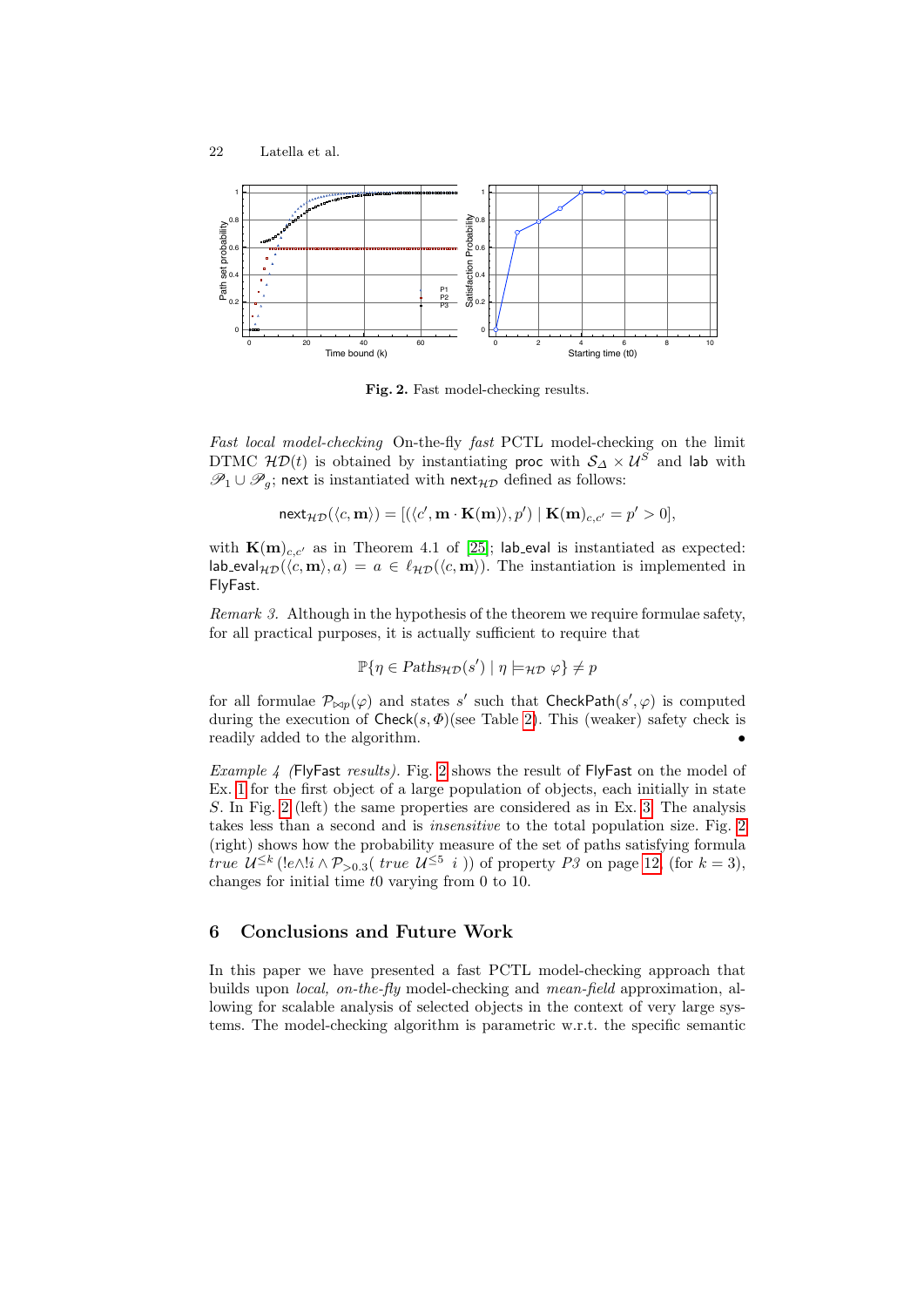**Fig. 2.** Fast model-checking results.

*Fast local model-checking* On-the-fly *fast* PCTL model-checking on the limit DTMC $\mathcal{HD}(t)$ is obtained by instantiating proc with $\mathcal{S}_\Delta \times \mathcal{U}^S$ and lab with $\mathscr{P}_1 \cup \mathscr{P}_g$; next is instantiated with $\mathsf{next}_{\mathcal{HD}}$ defined as follows:

$$\mathsf{next}_{\mathcal{HD}}(\langle c, \mathbf{m}\rangle) = [(\langle c', \mathbf{m} \cdot \mathbf{K}(\mathbf{m})\rangle, p') \mid \mathbf{K}(\mathbf{m})_{c,c'} = p' > 0],$$

with $\mathbf{K}(\mathbf{m})_{c,c'}$ as in Theorem 4.1 of [25]; lab_eval is instantiated as expected: $\mathsf{lab\_eval}_{\mathcal{HD}}(\langle c, \mathbf{m}\rangle, a) = a \in \ell_{\mathcal{HD}}(\langle c, \mathbf{m}\rangle)$. The instantiation is implemented in FlyFast.

*Remark 3.* Although in the hypothesis of the theorem we require formulae safety, for all practical purposes, it is actually sufficient to require that

$$\mathbb{P}\{\eta \in Paths_{\mathcal{HD}}(s') \mid \eta \models_{\mathcal{HD}} \varphi\} \neq p$$

for all formulae $\mathcal{P}_{\bowtie p}(\varphi)$ and states $s'$ such that $\mathsf{CheckPath}(s', \varphi)$ is computed during the execution of $\mathsf{Check}(s, \Phi)$(see Table 2). This (weaker) safety check is readily added to the algorithm. •

*Example 4 (FlyFast results).* Fig. 2 shows the result of FlyFast on the model of Ex. 1 for the first object of a large population of objects, each initially in state $S$. In Fig. 2 (left) the same properties are considered as in Ex. 3. The analysis takes less than a second and is *insensitive* to the total population size. Fig. 2 (right) shows how the probability measure of the set of paths satisfying formula $true\ \mathcal{U}^{\leq k}\ (!e \wedge !i \wedge \mathcal{P}_{>0.3}(\ true\ \mathcal{U}^{\leq 5}\ i\ ))$ of property *P3* on page 12, (for $k = 3$), changes for initial time $t0$ varying from 0 to 10.

## 6 Conclusions and Future Work

In this paper we have presented a fast PCTL model-checking approach that builds upon *local, on-the-fly* model-checking and *mean-field* approximation, allowing for scalable analysis of selected objects in the context of very large systems. The model-checking algorithm is parametric w.r.t. the specific semantic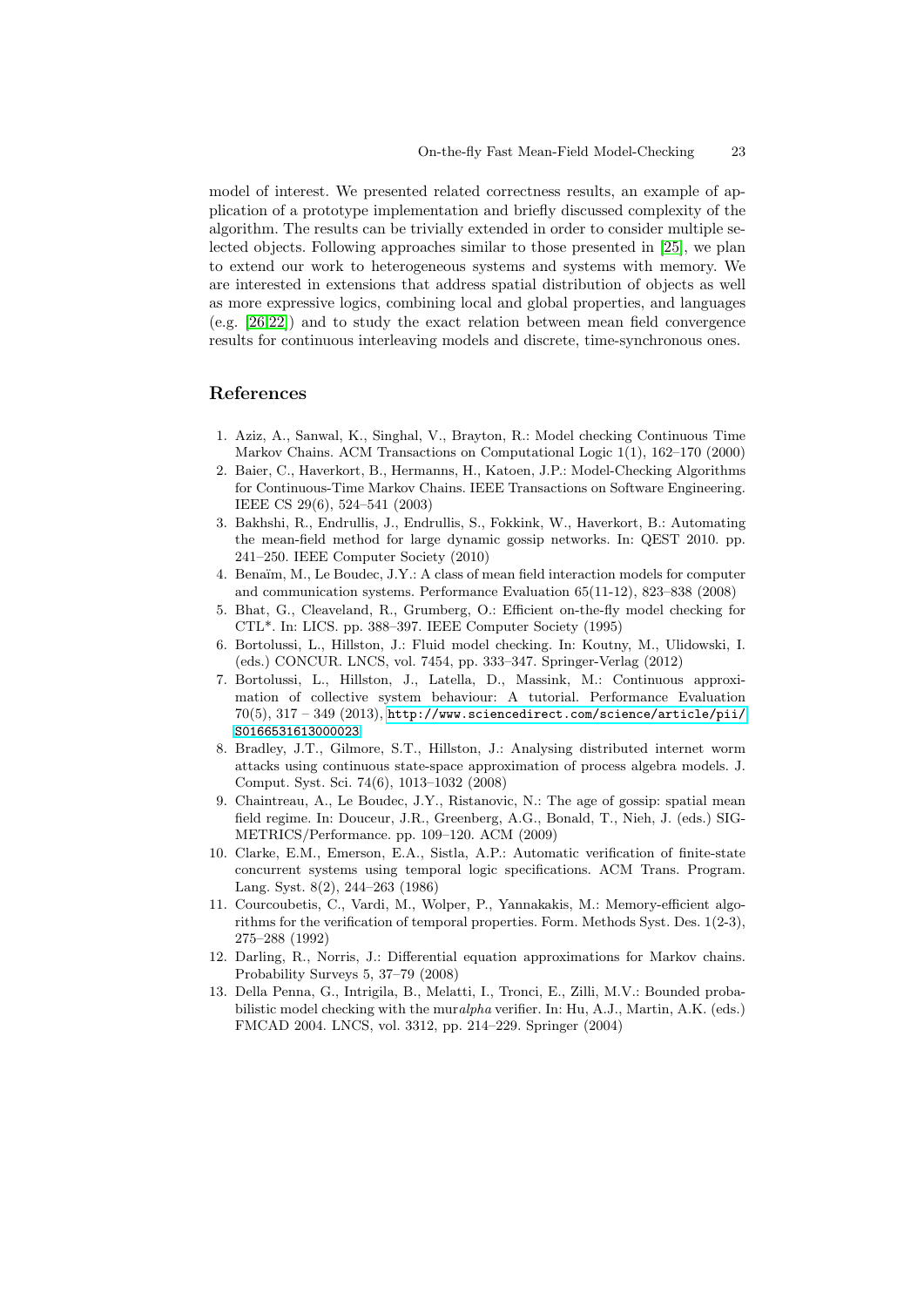model of interest. We presented related correctness results, an example of application of a prototype implementation and briefly discussed complexity of the algorithm. The results can be trivially extended in order to consider multiple selected objects. Following approaches similar to those presented in [25], we plan to extend our work to heterogeneous systems and systems with memory. We are interested in extensions that address spatial distribution of objects as well as more expressive logics, combining local and global properties, and languages (e.g. [26,22]) and to study the exact relation between mean field convergence results for continuous interleaving models and discrete, time-synchronous ones.

## References

1. Aziz, A., Sanwal, K., Singhal, V., Brayton, R.: Model checking Continuous Time Markov Chains. ACM Transactions on Computational Logic 1(1), 162–170 (2000)
2. Baier, C., Haverkort, B., Hermanns, H., Katoen, J.P.: Model-Checking Algorithms for Continuous-Time Markov Chains. IEEE Transactions on Software Engineering. IEEE CS 29(6), 524–541 (2003)
3. Bakhshi, R., Endrullis, J., Endrullis, S., Fokkink, W., Haverkort, B.: Automating the mean-field method for large dynamic gossip networks. In: QEST 2010. pp. 241–250. IEEE Computer Society (2010)
4. Benaïm, M., Le Boudec, J.Y.: A class of mean field interaction models for computer and communication systems. Performance Evaluation 65(11-12), 823–838 (2008)
5. Bhat, G., Cleaveland, R., Grumberg, O.: Efficient on-the-fly model checking for CTL*. In: LICS. pp. 388–397. IEEE Computer Society (1995)
6. Bortolussi, L., Hillston, J.: Fluid model checking. In: Koutny, M., Ulidowski, I. (eds.) CONCUR. LNCS, vol. 7454, pp. 333–347. Springer-Verlag (2012)
7. Bortolussi, L., Hillston, J., Latella, D., Massink, M.: Continuous approximation of collective system behaviour: A tutorial. Performance Evaluation 70(5), 317 – 349 (2013), http://www.sciencedirect.com/science/article/pii/S0166531613000023
8. Bradley, J.T., Gilmore, S.T., Hillston, J.: Analysing distributed internet worm attacks using continuous state-space approximation of process algebra models. J. Comput. Syst. Sci. 74(6), 1013–1032 (2008)
9. Chaintreau, A., Le Boudec, J.Y., Ristanovic, N.: The age of gossip: spatial mean field regime. In: Douceur, J.R., Greenberg, A.G., Bonald, T., Nieh, J. (eds.) SIGMETRICS/Performance. pp. 109–120. ACM (2009)
10. Clarke, E.M., Emerson, E.A., Sistla, A.P.: Automatic verification of finite-state concurrent systems using temporal logic specifications. ACM Trans. Program. Lang. Syst. 8(2), 244–263 (1986)
11. Courcoubetis, C., Vardi, M., Wolper, P., Yannakakis, M.: Memory-efficient algorithms for the verification of temporal properties. Form. Methods Syst. Des. 1(2-3), 275–288 (1992)
12. Darling, R., Norris, J.: Differential equation approximations for Markov chains. Probability Surveys 5, 37–79 (2008)
13. Della Penna, G., Intrigila, B., Melatti, I., Tronci, E., Zilli, M.V.: Bounded probabilistic model checking with the mur*alpha* verifier. In: Hu, A.J., Martin, A.K. (eds.) FMCAD 2004. LNCS, vol. 3312, pp. 214–229. Springer (2004)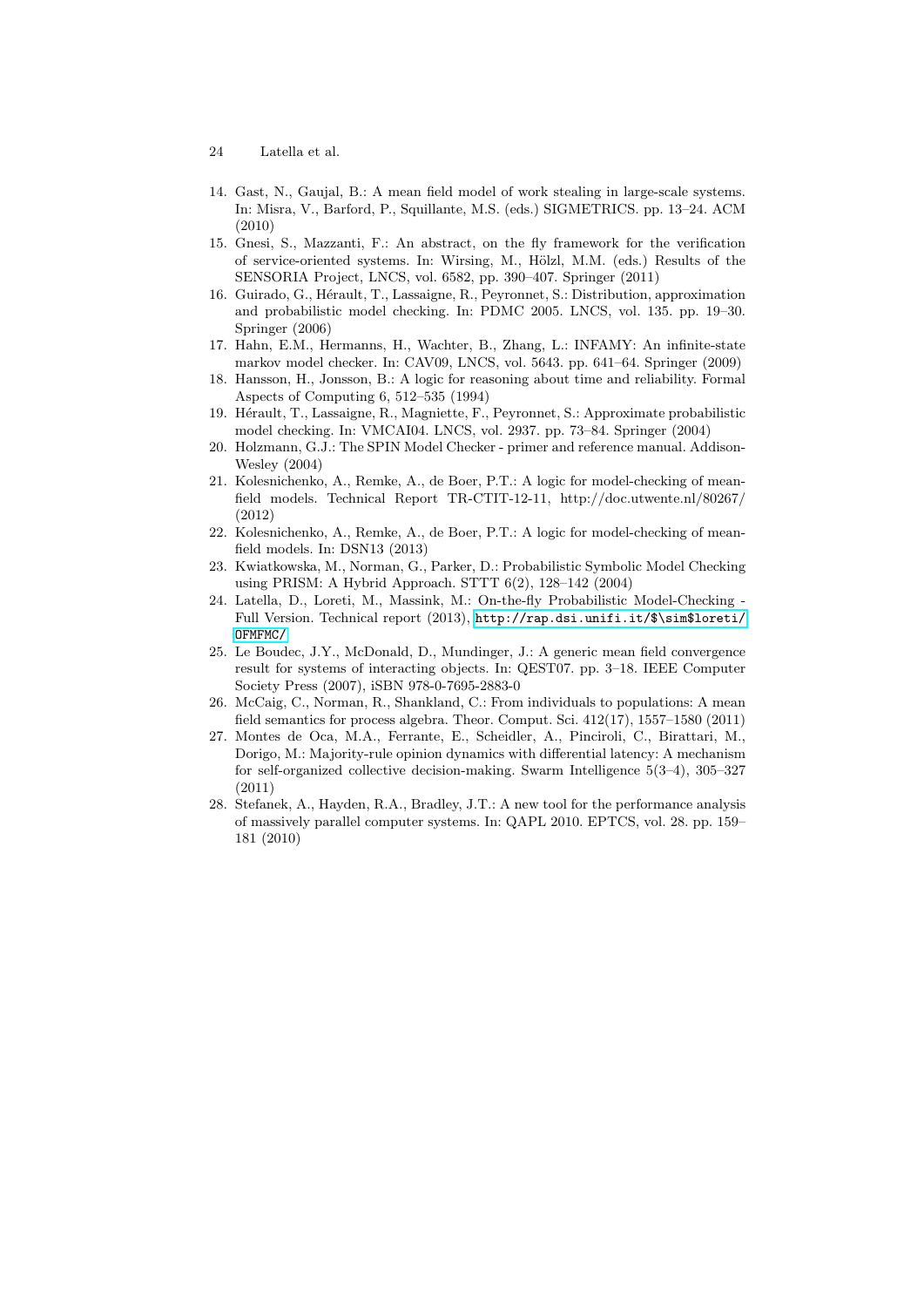14. Gast, N., Gaujal, B.: A mean field model of work stealing in large-scale systems. In: Misra, V., Barford, P., Squillante, M.S. (eds.) SIGMETRICS. pp. 13–24. ACM (2010)
15. Gnesi, S., Mazzanti, F.: An abstract, on the fly framework for the verification of service-oriented systems. In: Wirsing, M., Hölzl, M.M. (eds.) Results of the SENSORIA Project, LNCS, vol. 6582, pp. 390–407. Springer (2011)
16. Guirado, G., Hérault, T., Lassaigne, R., Peyronnet, S.: Distribution, approximation and probabilistic model checking. In: PDMC 2005. LNCS, vol. 135. pp. 19–30. Springer (2006)
17. Hahn, E.M., Hermanns, H., Wachter, B., Zhang, L.: INFAMY: An infinite-state markov model checker. In: CAV09, LNCS, vol. 5643. pp. 641–64. Springer (2009)
18. Hansson, H., Jonsson, B.: A logic for reasoning about time and reliability. Formal Aspects of Computing 6, 512–535 (1994)
19. Hérault, T., Lassaigne, R., Magniette, F., Peyronnet, S.: Approximate probabilistic model checking. In: VMCAI04. LNCS, vol. 2937. pp. 73–84. Springer (2004)
20. Holzmann, G.J.: The SPIN Model Checker - primer and reference manual. Addison-Wesley (2004)
21. Kolesnichenko, A., Remke, A., de Boer, P.T.: A logic for model-checking of mean-field models. Technical Report TR-CTIT-12-11, http://doc.utwente.nl/80267/ (2012)
22. Kolesnichenko, A., Remke, A., de Boer, P.T.: A logic for model-checking of mean-field models. In: DSN13 (2013)
23. Kwiatkowska, M., Norman, G., Parker, D.: Probabilistic Symbolic Model Checking using PRISM: A Hybrid Approach. STTT 6(2), 128–142 (2004)
24. Latella, D., Loreti, M., Massink, M.: On-the-fly Probabilistic Model-Checking - Full Version. Technical report (2013), http://rap.dsi.unifi.it/$\sim$loreti/OFMFMC/
25. Le Boudec, J.Y., McDonald, D., Mundinger, J.: A generic mean field convergence result for systems of interacting objects. In: QEST07. pp. 3–18. IEEE Computer Society Press (2007), iSBN 978-0-7695-2883-0
26. McCaig, C., Norman, R., Shankland, C.: From individuals to populations: A mean field semantics for process algebra. Theor. Comput. Sci. 412(17), 1557–1580 (2011)
27. Montes de Oca, M.A., Ferrante, E., Scheidler, A., Pinciroli, C., Birattari, M., Dorigo, M.: Majority-rule opinion dynamics with differential latency: A mechanism for self-organized collective decision-making. Swarm Intelligence 5(3–4), 305–327 (2011)
28. Stefanek, A., Hayden, R.A., Bradley, J.T.: A new tool for the performance analysis of massively parallel computer systems. In: QAPL 2010. EPTCS, vol. 28. pp. 159–181 (2010)